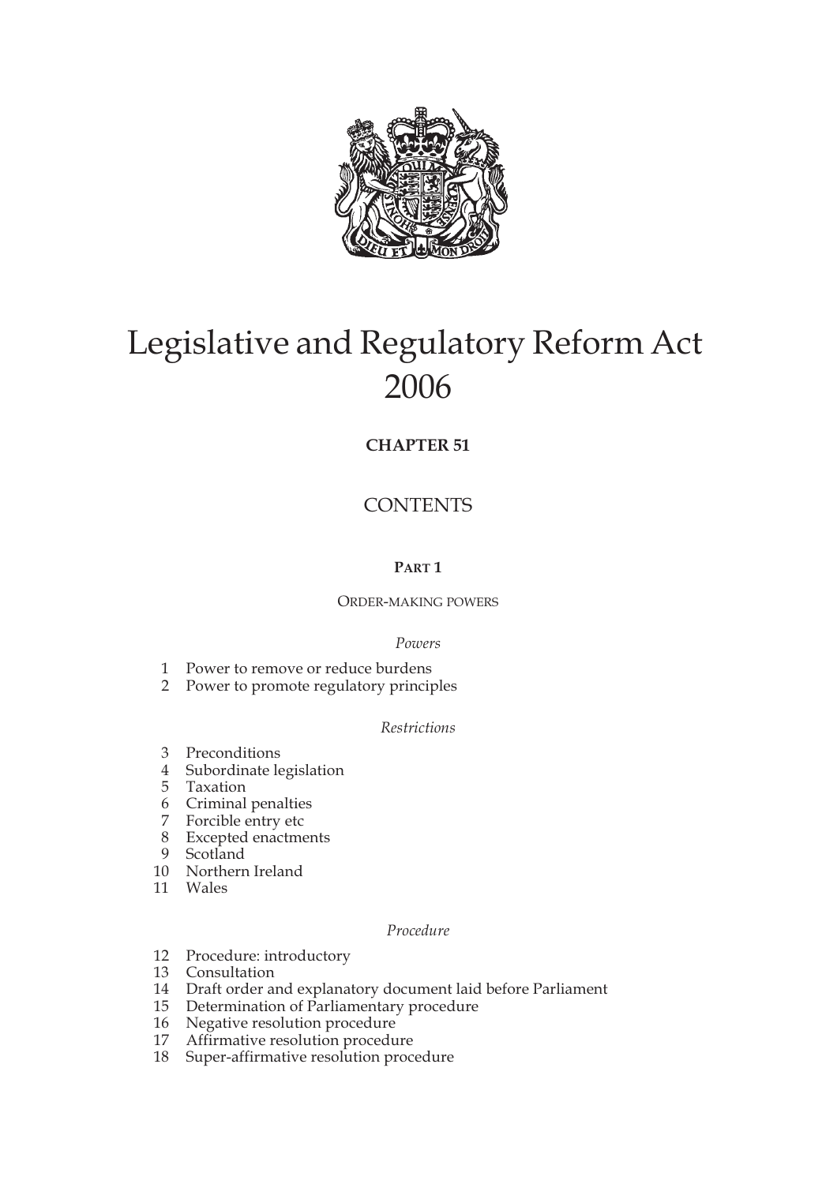# Legislative and Regulatory Reform Act 2006

**CHAPTER 51**

## CONTENTS

### PART 1

ORDER-MAKING POWERS

*Powers*

1 Power to remove or reduce burdens
2 Power to promote regulatory principles

*Restrictions*

3 Preconditions
4 Subordinate legislation
5 Taxation
6 Criminal penalties
7 Forcible entry etc
8 Excepted enactments
9 Scotland
10 Northern Ireland
11 Wales

*Procedure*

12 Procedure: introductory
13 Consultation
14 Draft order and explanatory document laid before Parliament
15 Determination of Parliamentary procedure
16 Negative resolution procedure
17 Affirmative resolution procedure
18 Super-affirmative resolution procedure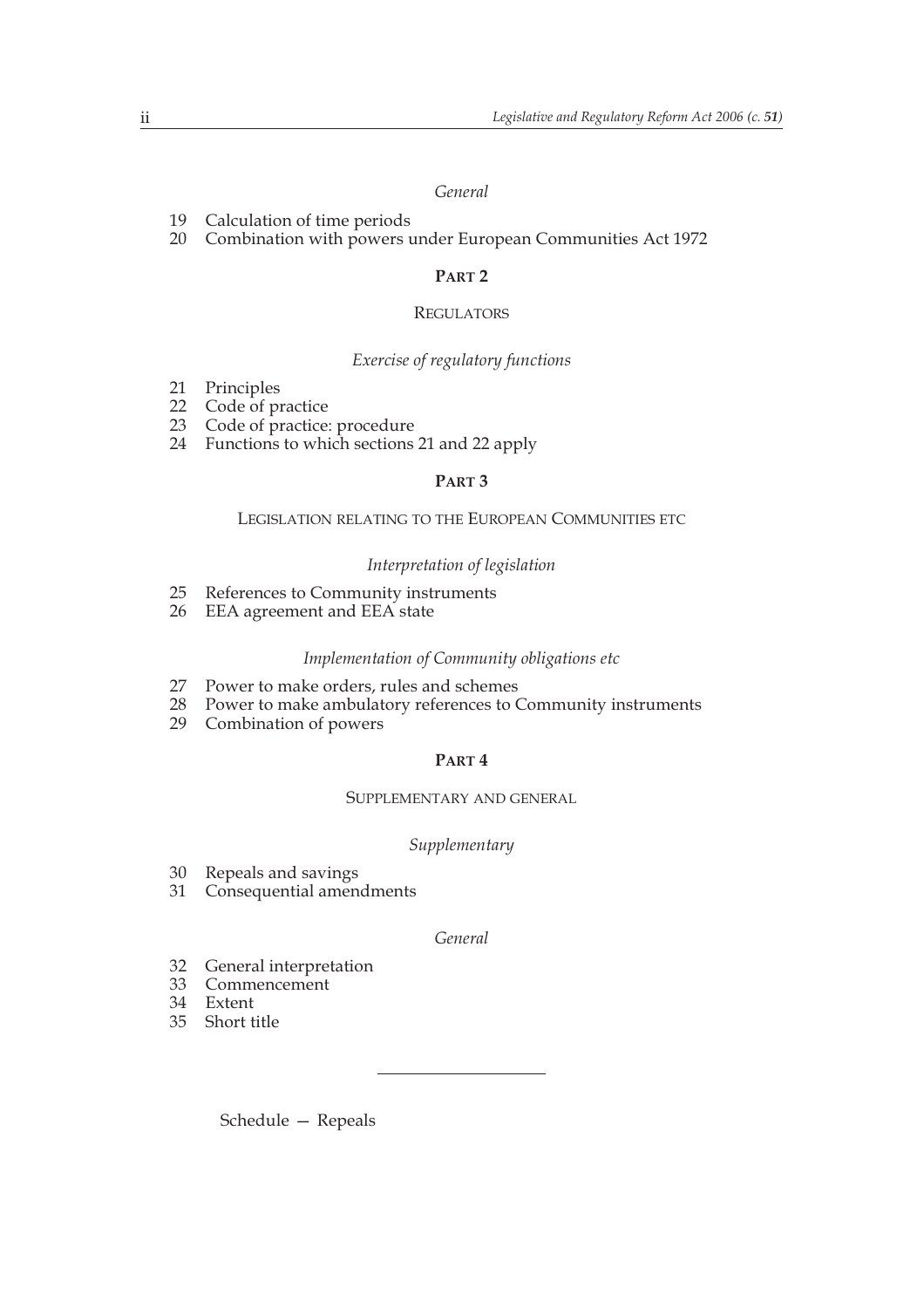*General*

19 Calculation of time periods
20 Combination with powers under European Communities Act 1972

## PART 2

## REGULATORS

*Exercise of regulatory functions*

21 Principles
22 Code of practice
23 Code of practice: procedure
24 Functions to which sections 21 and 22 apply

## PART 3

## LEGISLATION RELATING TO THE EUROPEAN COMMUNITIES ETC

*Interpretation of legislation*

25 References to Community instruments
26 EEA agreement and EEA state

*Implementation of Community obligations etc*

27 Power to make orders, rules and schemes
28 Power to make ambulatory references to Community instruments
29 Combination of powers

## PART 4

## SUPPLEMENTARY AND GENERAL

*Supplementary*

30 Repeals and savings
31 Consequential amendments

*General*

32 General interpretation
33 Commencement
34 Extent
35 Short title

---

Schedule — Repeals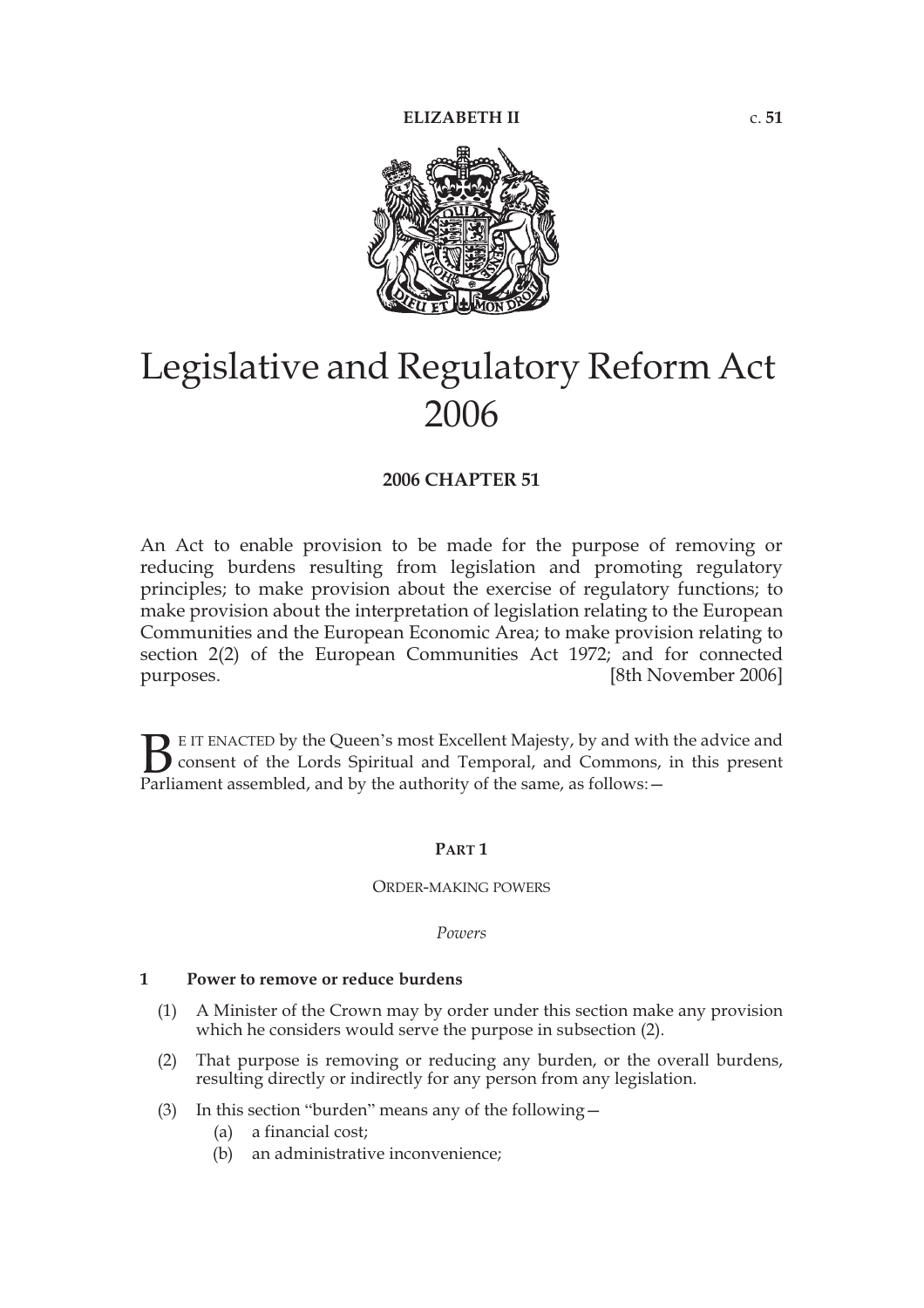**ELIZABETH II** c. **51**

# Legislative and Regulatory Reform Act 2006

**2006 CHAPTER 51**

An Act to enable provision to be made for the purpose of removing or reducing burdens resulting from legislation and promoting regulatory principles; to make provision about the exercise of regulatory functions; to make provision about the interpretation of legislation relating to the European Communities and the European Economic Area; to make provision relating to section 2(2) of the European Communities Act 1972; and for connected purposes. [8th November 2006]

BE IT ENACTED by the Queen's most Excellent Majesty, by and with the advice and consent of the Lords Spiritual and Temporal, and Commons, in this present Parliament assembled, and by the authority of the same, as follows:—

## PART 1

### ORDER-MAKING POWERS

*Powers*

**1 Power to remove or reduce burdens**

(1) A Minister of the Crown may by order under this section make any provision which he considers would serve the purpose in subsection (2).

(2) That purpose is removing or reducing any burden, or the overall burdens, resulting directly or indirectly for any person from any legislation.

(3) In this section "burden" means any of the following—

(a) a financial cost;

(b) an administrative inconvenience;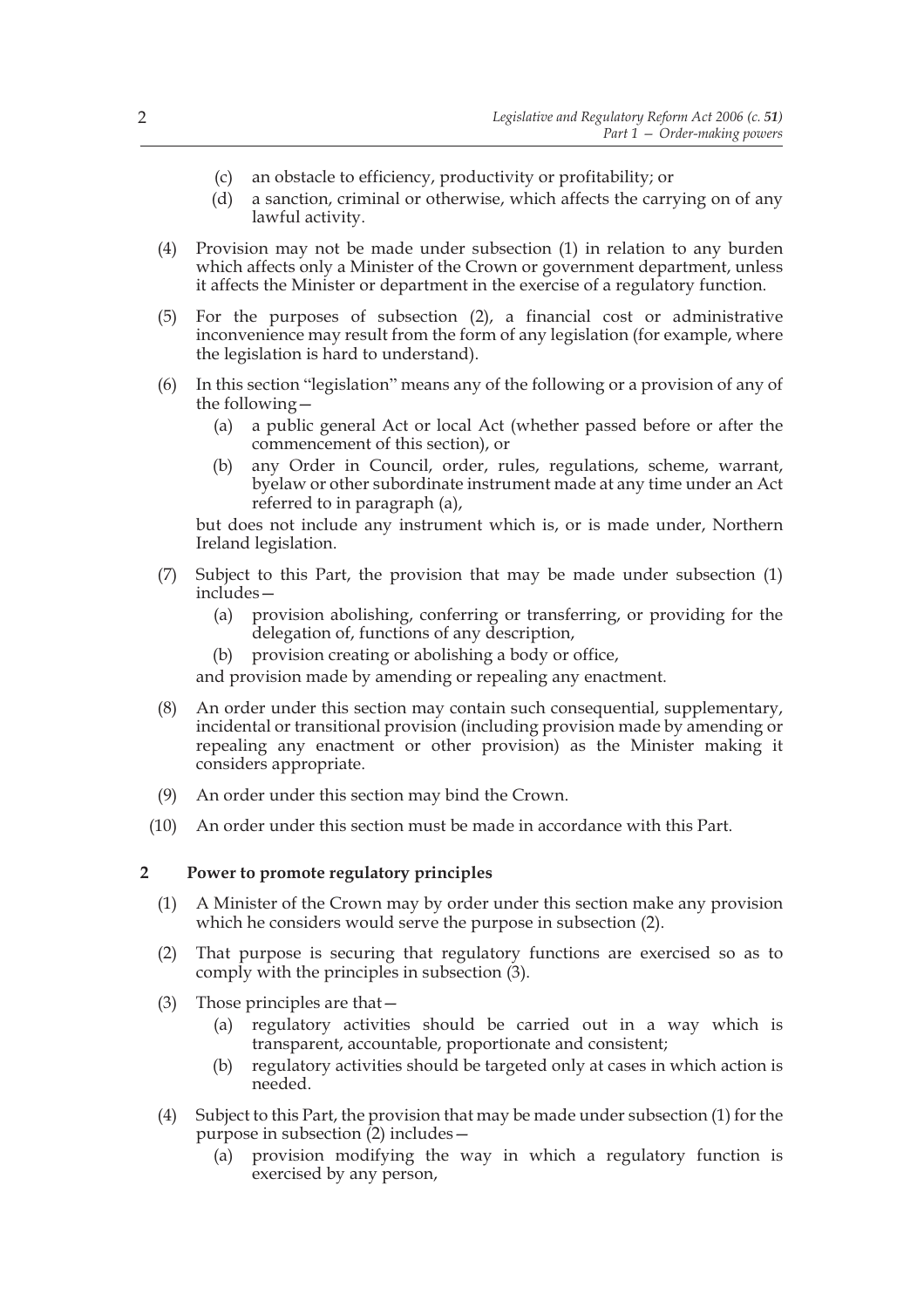(c) an obstacle to efficiency, productivity or profitability; or

(d) a sanction, criminal or otherwise, which affects the carrying on of any lawful activity.

(4) Provision may not be made under subsection (1) in relation to any burden which affects only a Minister of the Crown or government department, unless it affects the Minister or department in the exercise of a regulatory function.

(5) For the purposes of subsection (2), a financial cost or administrative inconvenience may result from the form of any legislation (for example, where the legislation is hard to understand).

(6) In this section "legislation" means any of the following or a provision of any of the following—

(a) a public general Act or local Act (whether passed before or after the commencement of this section), or

(b) any Order in Council, order, rules, regulations, scheme, warrant, byelaw or other subordinate instrument made at any time under an Act referred to in paragraph (a),

but does not include any instrument which is, or is made under, Northern Ireland legislation.

(7) Subject to this Part, the provision that may be made under subsection (1) includes—

(a) provision abolishing, conferring or transferring, or providing for the delegation of, functions of any description,

(b) provision creating or abolishing a body or office,

and provision made by amending or repealing any enactment.

(8) An order under this section may contain such consequential, supplementary, incidental or transitional provision (including provision made by amending or repealing any enactment or other provision) as the Minister making it considers appropriate.

(9) An order under this section may bind the Crown.

(10) An order under this section must be made in accordance with this Part.

**2 Power to promote regulatory principles**

(1) A Minister of the Crown may by order under this section make any provision which he considers would serve the purpose in subsection (2).

(2) That purpose is securing that regulatory functions are exercised so as to comply with the principles in subsection (3).

(3) Those principles are that—

(a) regulatory activities should be carried out in a way which is transparent, accountable, proportionate and consistent;

(b) regulatory activities should be targeted only at cases in which action is needed.

(4) Subject to this Part, the provision that may be made under subsection (1) for the purpose in subsection (2) includes—

(a) provision modifying the way in which a regulatory function is exercised by any person,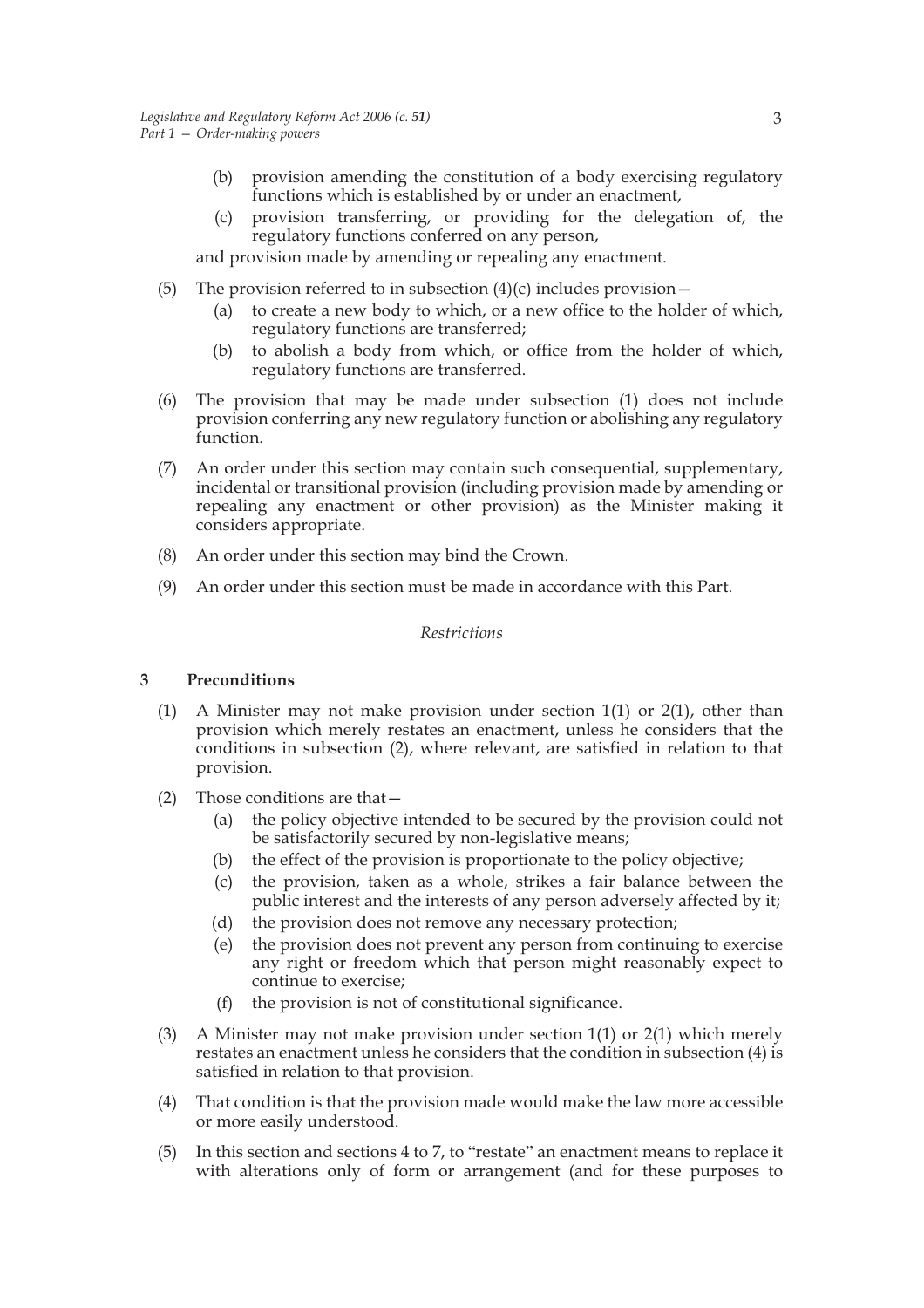(b) provision amending the constitution of a body exercising regulatory functions which is established by or under an enactment,

(c) provision transferring, or providing for the delegation of, the regulatory functions conferred on any person,

and provision made by amending or repealing any enactment.

(5) The provision referred to in subsection (4)(c) includes provision—

(a) to create a new body to which, or a new office to the holder of which, regulatory functions are transferred;

(b) to abolish a body from which, or office from the holder of which, regulatory functions are transferred.

(6) The provision that may be made under subsection (1) does not include provision conferring any new regulatory function or abolishing any regulatory function.

(7) An order under this section may contain such consequential, supplementary, incidental or transitional provision (including provision made by amending or repealing any enactment or other provision) as the Minister making it considers appropriate.

(8) An order under this section may bind the Crown.

(9) An order under this section must be made in accordance with this Part.

*Restrictions*

**3 Preconditions**

(1) A Minister may not make provision under section 1(1) or 2(1), other than provision which merely restates an enactment, unless he considers that the conditions in subsection (2), where relevant, are satisfied in relation to that provision.

(2) Those conditions are that—

(a) the policy objective intended to be secured by the provision could not be satisfactorily secured by non-legislative means;

(b) the effect of the provision is proportionate to the policy objective;

(c) the provision, taken as a whole, strikes a fair balance between the public interest and the interests of any person adversely affected by it;

(d) the provision does not remove any necessary protection;

(e) the provision does not prevent any person from continuing to exercise any right or freedom which that person might reasonably expect to continue to exercise;

(f) the provision is not of constitutional significance.

(3) A Minister may not make provision under section 1(1) or 2(1) which merely restates an enactment unless he considers that the condition in subsection (4) is satisfied in relation to that provision.

(4) That condition is that the provision made would make the law more accessible or more easily understood.

(5) In this section and sections 4 to 7, "restate" an enactment means to replace it with alterations only of form or arrangement (and for these purposes to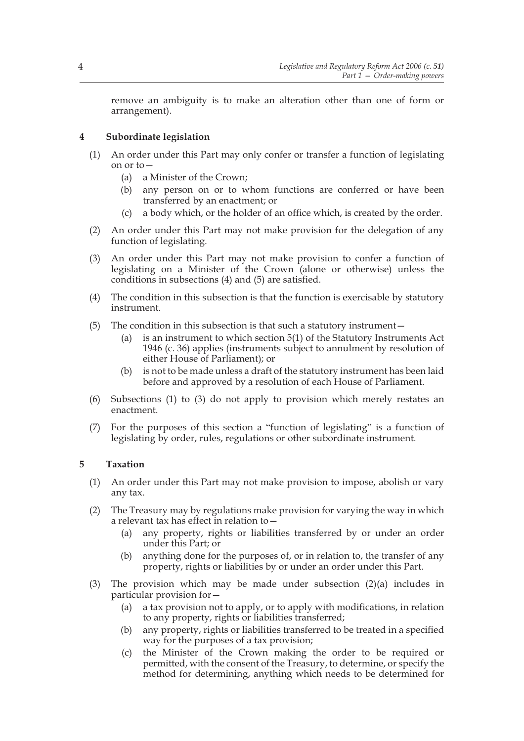remove an ambiguity is to make an alteration other than one of form or arrangement).

### 4 Subordinate legislation

(1) An order under this Part may only confer or transfer a function of legislating on or to—

- (a) a Minister of the Crown;
- (b) any person on or to whom functions are conferred or have been transferred by an enactment; or
- (c) a body which, or the holder of an office which, is created by the order.

(2) An order under this Part may not make provision for the delegation of any function of legislating.

(3) An order under this Part may not make provision to confer a function of legislating on a Minister of the Crown (alone or otherwise) unless the conditions in subsections (4) and (5) are satisfied.

(4) The condition in this subsection is that the function is exercisable by statutory instrument.

(5) The condition in this subsection is that such a statutory instrument—

- (a) is an instrument to which section 5(1) of the Statutory Instruments Act 1946 (c. 36) applies (instruments subject to annulment by resolution of either House of Parliament); or
- (b) is not to be made unless a draft of the statutory instrument has been laid before and approved by a resolution of each House of Parliament.

(6) Subsections (1) to (3) do not apply to provision which merely restates an enactment.

(7) For the purposes of this section a "function of legislating" is a function of legislating by order, rules, regulations or other subordinate instrument.

### 5 Taxation

(1) An order under this Part may not make provision to impose, abolish or vary any tax.

(2) The Treasury may by regulations make provision for varying the way in which a relevant tax has effect in relation to—

- (a) any property, rights or liabilities transferred by or under an order under this Part; or
- (b) anything done for the purposes of, or in relation to, the transfer of any property, rights or liabilities by or under an order under this Part.

(3) The provision which may be made under subsection (2)(a) includes in particular provision for—

- (a) a tax provision not to apply, or to apply with modifications, in relation to any property, rights or liabilities transferred;
- (b) any property, rights or liabilities transferred to be treated in a specified way for the purposes of a tax provision;
- (c) the Minister of the Crown making the order to be required or permitted, with the consent of the Treasury, to determine, or specify the method for determining, anything which needs to be determined for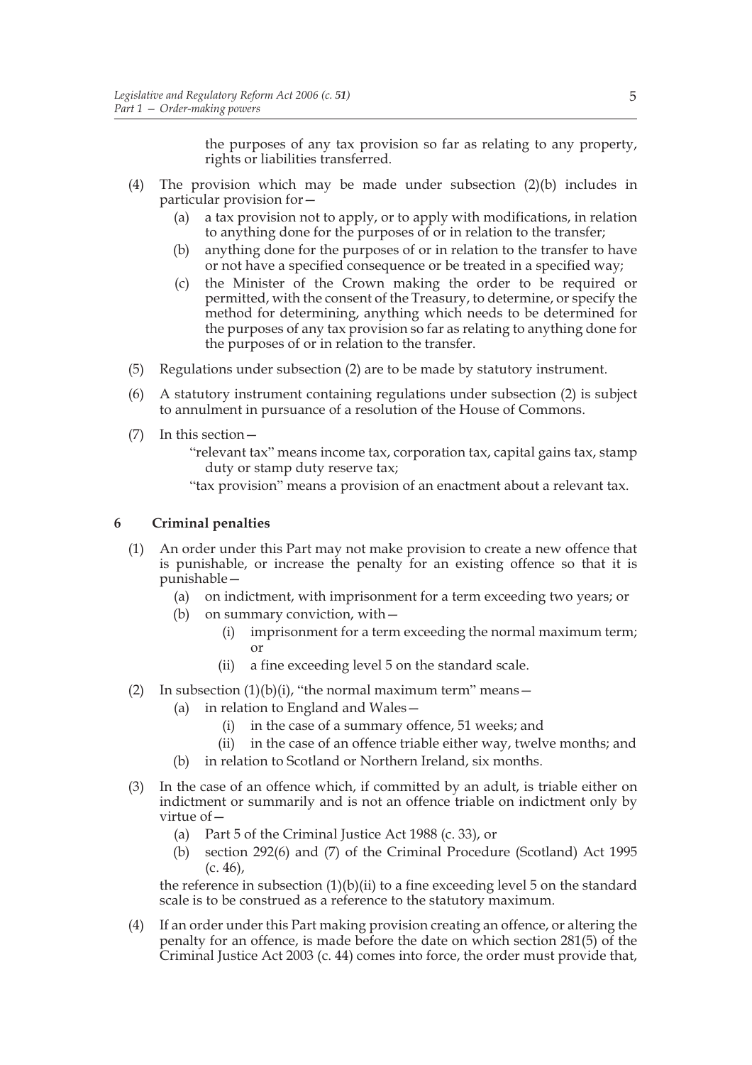the purposes of any tax provision so far as relating to any property, rights or liabilities transferred.

(4) The provision which may be made under subsection (2)(b) includes in particular provision for—

   (a) a tax provision not to apply, or to apply with modifications, in relation to anything done for the purposes of or in relation to the transfer;

   (b) anything done for the purposes of or in relation to the transfer to have or not have a specified consequence or be treated in a specified way;

   (c) the Minister of the Crown making the order to be required or permitted, with the consent of the Treasury, to determine, or specify the method for determining, anything which needs to be determined for the purposes of any tax provision so far as relating to anything done for the purposes of or in relation to the transfer.

(5) Regulations under subsection (2) are to be made by statutory instrument.

(6) A statutory instrument containing regulations under subsection (2) is subject to annulment in pursuance of a resolution of the House of Commons.

(7) In this section—

   "relevant tax" means income tax, corporation tax, capital gains tax, stamp duty or stamp duty reserve tax;

   "tax provision" means a provision of an enactment about a relevant tax.

## 6 Criminal penalties

(1) An order under this Part may not make provision to create a new offence that is punishable, or increase the penalty for an existing offence so that it is punishable—

   (a) on indictment, with imprisonment for a term exceeding two years; or

   (b) on summary conviction, with—

      (i) imprisonment for a term exceeding the normal maximum term; or

      (ii) a fine exceeding level 5 on the standard scale.

(2) In subsection (1)(b)(i), "the normal maximum term" means—

   (a) in relation to England and Wales—

      (i) in the case of a summary offence, 51 weeks; and

      (ii) in the case of an offence triable either way, twelve months; and

   (b) in relation to Scotland or Northern Ireland, six months.

(3) In the case of an offence which, if committed by an adult, is triable either on indictment or summarily and is not an offence triable on indictment only by virtue of—

   (a) Part 5 of the Criminal Justice Act 1988 (c. 33), or

   (b) section 292(6) and (7) of the Criminal Procedure (Scotland) Act 1995 (c. 46),

the reference in subsection (1)(b)(ii) to a fine exceeding level 5 on the standard scale is to be construed as a reference to the statutory maximum.

(4) If an order under this Part making provision creating an offence, or altering the penalty for an offence, is made before the date on which section 281(5) of the Criminal Justice Act 2003 (c. 44) comes into force, the order must provide that,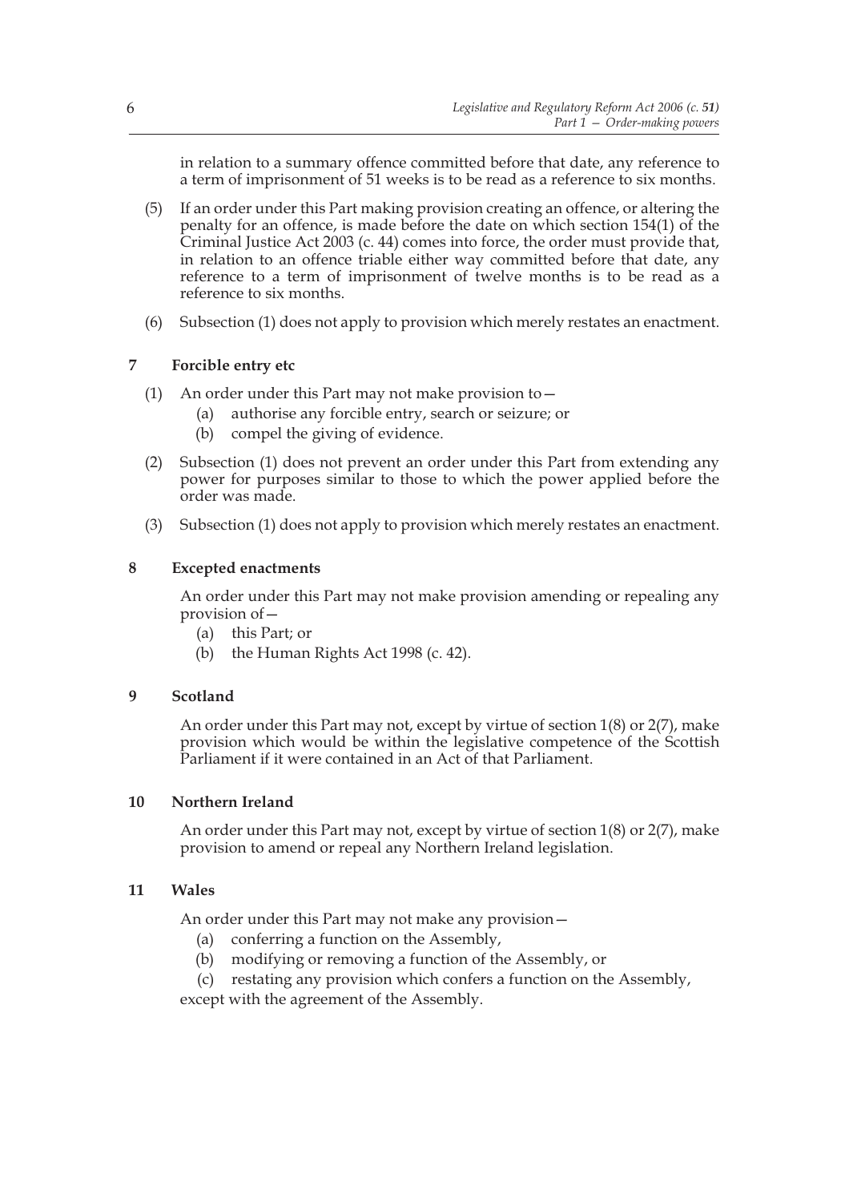in relation to a summary offence committed before that date, any reference to a term of imprisonment of 51 weeks is to be read as a reference to six months.

(5) If an order under this Part making provision creating an offence, or altering the penalty for an offence, is made before the date on which section 154(1) of the Criminal Justice Act 2003 (c. 44) comes into force, the order must provide that, in relation to an offence triable either way committed before that date, any reference to a term of imprisonment of twelve months is to be read as a reference to six months.

(6) Subsection (1) does not apply to provision which merely restates an enactment.

### 7 Forcible entry etc

(1) An order under this Part may not make provision to—

(a) authorise any forcible entry, search or seizure; or

(b) compel the giving of evidence.

(2) Subsection (1) does not prevent an order under this Part from extending any power for purposes similar to those to which the power applied before the order was made.

(3) Subsection (1) does not apply to provision which merely restates an enactment.

### 8 Excepted enactments

An order under this Part may not make provision amending or repealing any provision of—

(a) this Part; or

(b) the Human Rights Act 1998 (c. 42).

### 9 Scotland

An order under this Part may not, except by virtue of section 1(8) or 2(7), make provision which would be within the legislative competence of the Scottish Parliament if it were contained in an Act of that Parliament.

### 10 Northern Ireland

An order under this Part may not, except by virtue of section 1(8) or 2(7), make provision to amend or repeal any Northern Ireland legislation.

### 11 Wales

An order under this Part may not make any provision—

(a) conferring a function on the Assembly,

(b) modifying or removing a function of the Assembly, or

(c) restating any provision which confers a function on the Assembly,

except with the agreement of the Assembly.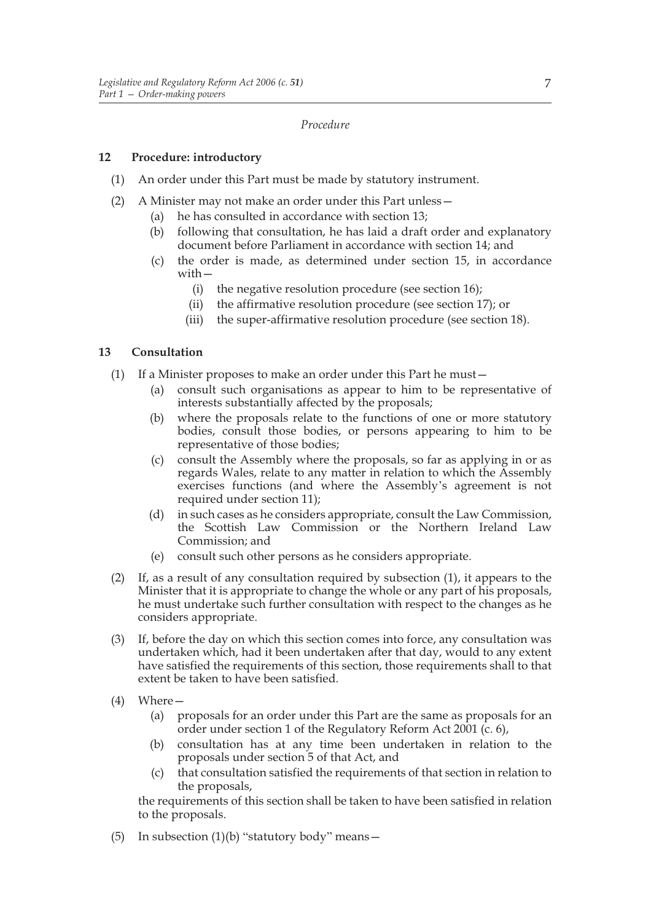*Procedure*

**12 Procedure: introductory**

(1) An order under this Part must be made by statutory instrument.

(2) A Minister may not make an order under this Part unless—

(a) he has consulted in accordance with section 13;

(b) following that consultation, he has laid a draft order and explanatory document before Parliament in accordance with section 14; and

(c) the order is made, as determined under section 15, in accordance with—

(i) the negative resolution procedure (see section 16);

(ii) the affirmative resolution procedure (see section 17); or

(iii) the super-affirmative resolution procedure (see section 18).

**13 Consultation**

(1) If a Minister proposes to make an order under this Part he must—

(a) consult such organisations as appear to him to be representative of interests substantially affected by the proposals;

(b) where the proposals relate to the functions of one or more statutory bodies, consult those bodies, or persons appearing to him to be representative of those bodies;

(c) consult the Assembly where the proposals, so far as applying in or as regards Wales, relate to any matter in relation to which the Assembly exercises functions (and where the Assembly's agreement is not required under section 11);

(d) in such cases as he considers appropriate, consult the Law Commission, the Scottish Law Commission or the Northern Ireland Law Commission; and

(e) consult such other persons as he considers appropriate.

(2) If, as a result of any consultation required by subsection (1), it appears to the Minister that it is appropriate to change the whole or any part of his proposals, he must undertake such further consultation with respect to the changes as he considers appropriate.

(3) If, before the day on which this section comes into force, any consultation was undertaken which, had it been undertaken after that day, would to any extent have satisfied the requirements of this section, those requirements shall to that extent be taken to have been satisfied.

(4) Where—

(a) proposals for an order under this Part are the same as proposals for an order under section 1 of the Regulatory Reform Act 2001 (c. 6),

(b) consultation has at any time been undertaken in relation to the proposals under section 5 of that Act, and

(c) that consultation satisfied the requirements of that section in relation to the proposals,

the requirements of this section shall be taken to have been satisfied in relation to the proposals.

(5) In subsection (1)(b) "statutory body" means—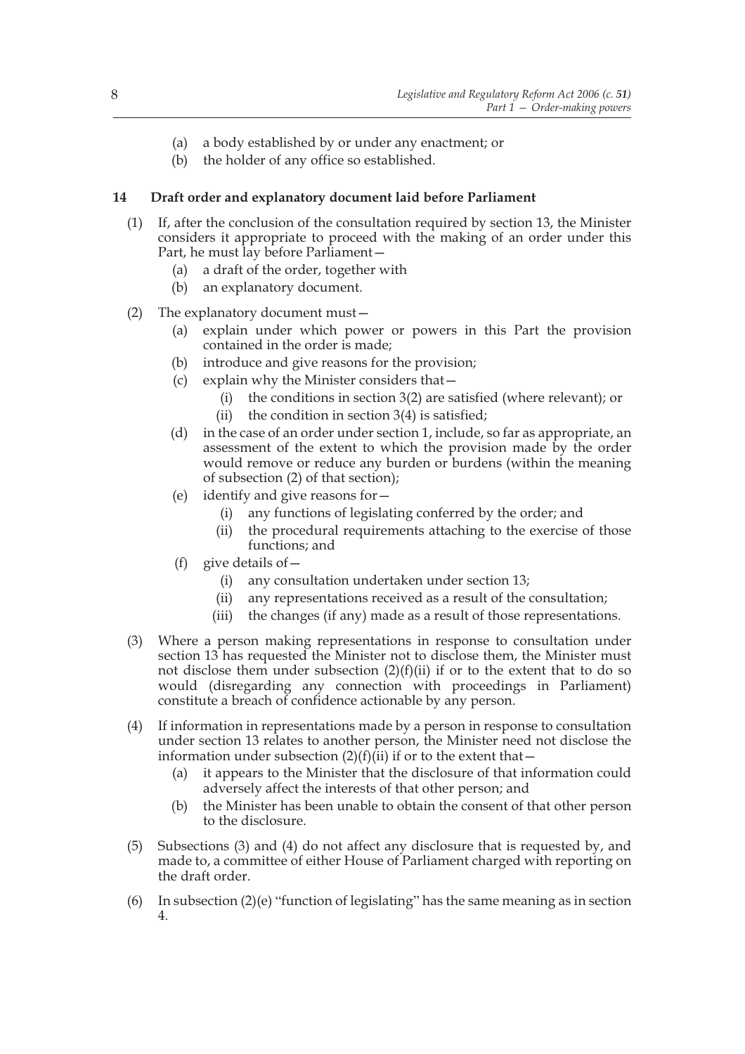(a) a body established by or under any enactment; or

(b) the holder of any office so established.

**14 Draft order and explanatory document laid before Parliament**

(1) If, after the conclusion of the consultation required by section 13, the Minister considers it appropriate to proceed with the making of an order under this Part, he must lay before Parliament—

(a) a draft of the order, together with

(b) an explanatory document.

(2) The explanatory document must—

(a) explain under which power or powers in this Part the provision contained in the order is made;

(b) introduce and give reasons for the provision;

(c) explain why the Minister considers that—

(i) the conditions in section 3(2) are satisfied (where relevant); or

(ii) the condition in section 3(4) is satisfied;

(d) in the case of an order under section 1, include, so far as appropriate, an assessment of the extent to which the provision made by the order would remove or reduce any burden or burdens (within the meaning of subsection (2) of that section);

(e) identify and give reasons for—

(i) any functions of legislating conferred by the order; and

(ii) the procedural requirements attaching to the exercise of those functions; and

(f) give details of—

(i) any consultation undertaken under section 13;

(ii) any representations received as a result of the consultation;

(iii) the changes (if any) made as a result of those representations.

(3) Where a person making representations in response to consultation under section 13 has requested the Minister not to disclose them, the Minister must not disclose them under subsection (2)(f)(ii) if or to the extent that to do so would (disregarding any connection with proceedings in Parliament) constitute a breach of confidence actionable by any person.

(4) If information in representations made by a person in response to consultation under section 13 relates to another person, the Minister need not disclose the information under subsection (2)(f)(ii) if or to the extent that—

(a) it appears to the Minister that the disclosure of that information could adversely affect the interests of that other person; and

(b) the Minister has been unable to obtain the consent of that other person to the disclosure.

(5) Subsections (3) and (4) do not affect any disclosure that is requested by, and made to, a committee of either House of Parliament charged with reporting on the draft order.

(6) In subsection (2)(e) "function of legislating" has the same meaning as in section 4.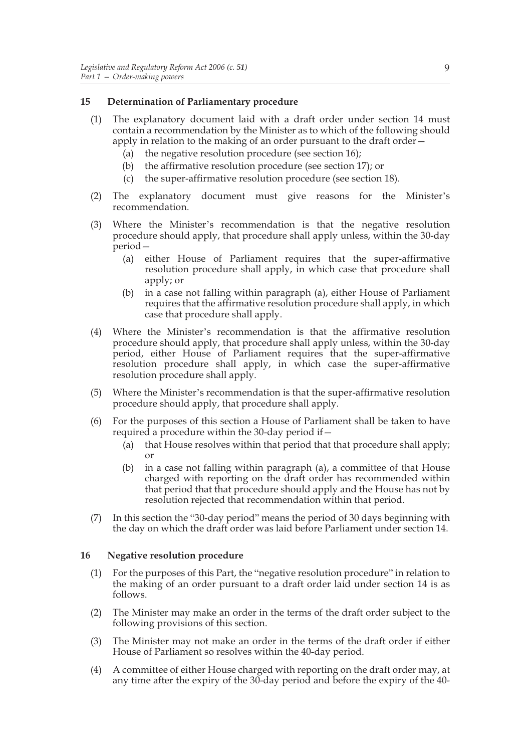## 15 Determination of Parliamentary procedure

(1) The explanatory document laid with a draft order under section 14 must contain a recommendation by the Minister as to which of the following should apply in relation to the making of an order pursuant to the draft order—

   (a) the negative resolution procedure (see section 16);

   (b) the affirmative resolution procedure (see section 17); or

   (c) the super-affirmative resolution procedure (see section 18).

(2) The explanatory document must give reasons for the Minister's recommendation.

(3) Where the Minister's recommendation is that the negative resolution procedure should apply, that procedure shall apply unless, within the 30-day period—

   (a) either House of Parliament requires that the super-affirmative resolution procedure shall apply, in which case that procedure shall apply; or

   (b) in a case not falling within paragraph (a), either House of Parliament requires that the affirmative resolution procedure shall apply, in which case that procedure shall apply.

(4) Where the Minister's recommendation is that the affirmative resolution procedure should apply, that procedure shall apply unless, within the 30-day period, either House of Parliament requires that the super-affirmative resolution procedure shall apply, in which case the super-affirmative resolution procedure shall apply.

(5) Where the Minister's recommendation is that the super-affirmative resolution procedure should apply, that procedure shall apply.

(6) For the purposes of this section a House of Parliament shall be taken to have required a procedure within the 30-day period if—

   (a) that House resolves within that period that that procedure shall apply; or

   (b) in a case not falling within paragraph (a), a committee of that House charged with reporting on the draft order has recommended within that period that that procedure should apply and the House has not by resolution rejected that recommendation within that period.

(7) In this section the "30-day period" means the period of 30 days beginning with the day on which the draft order was laid before Parliament under section 14.

## 16 Negative resolution procedure

(1) For the purposes of this Part, the "negative resolution procedure" in relation to the making of an order pursuant to a draft order laid under section 14 is as follows.

(2) The Minister may make an order in the terms of the draft order subject to the following provisions of this section.

(3) The Minister may not make an order in the terms of the draft order if either House of Parliament so resolves within the 40-day period.

(4) A committee of either House charged with reporting on the draft order may, at any time after the expiry of the 30-day period and before the expiry of the 40-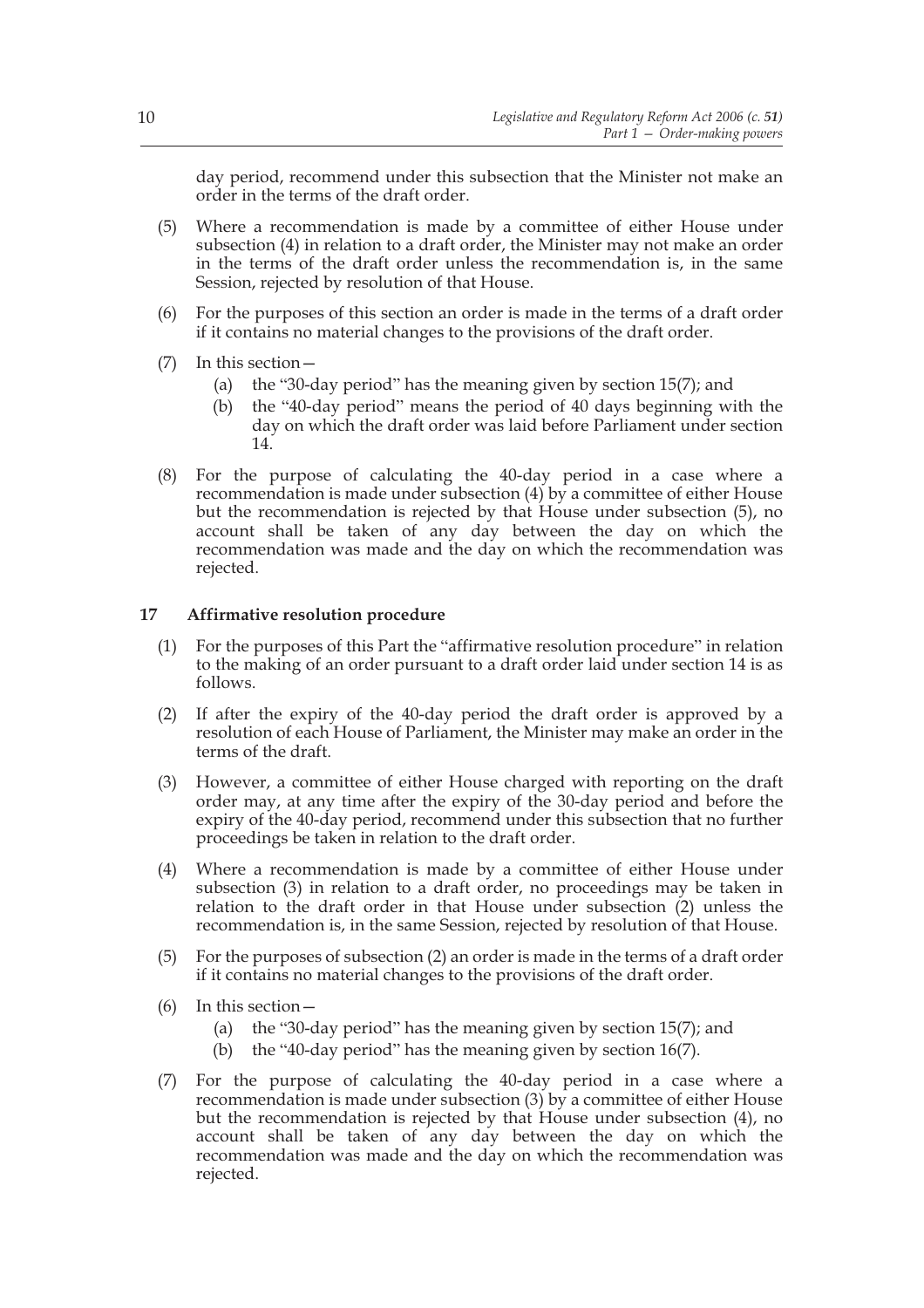day period, recommend under this subsection that the Minister not make an order in the terms of the draft order.

(5) Where a recommendation is made by a committee of either House under subsection (4) in relation to a draft order, the Minister may not make an order in the terms of the draft order unless the recommendation is, in the same Session, rejected by resolution of that House.

(6) For the purposes of this section an order is made in the terms of a draft order if it contains no material changes to the provisions of the draft order.

(7) In this section—

- (a) the "30-day period" has the meaning given by section 15(7); and
- (b) the "40-day period" means the period of 40 days beginning with the day on which the draft order was laid before Parliament under section 14.

(8) For the purpose of calculating the 40-day period in a case where a recommendation is made under subsection (4) by a committee of either House but the recommendation is rejected by that House under subsection (5), no account shall be taken of any day between the day on which the recommendation was made and the day on which the recommendation was rejected.

### 17 Affirmative resolution procedure

(1) For the purposes of this Part the "affirmative resolution procedure" in relation to the making of an order pursuant to a draft order laid under section 14 is as follows.

(2) If after the expiry of the 40-day period the draft order is approved by a resolution of each House of Parliament, the Minister may make an order in the terms of the draft.

(3) However, a committee of either House charged with reporting on the draft order may, at any time after the expiry of the 30-day period and before the expiry of the 40-day period, recommend under this subsection that no further proceedings be taken in relation to the draft order.

(4) Where a recommendation is made by a committee of either House under subsection (3) in relation to a draft order, no proceedings may be taken in relation to the draft order in that House under subsection (2) unless the recommendation is, in the same Session, rejected by resolution of that House.

(5) For the purposes of subsection (2) an order is made in the terms of a draft order if it contains no material changes to the provisions of the draft order.

(6) In this section—

- (a) the "30-day period" has the meaning given by section 15(7); and
- (b) the "40-day period" has the meaning given by section 16(7).

(7) For the purpose of calculating the 40-day period in a case where a recommendation is made under subsection (3) by a committee of either House but the recommendation is rejected by that House under subsection (4), no account shall be taken of any day between the day on which the recommendation was made and the day on which the recommendation was rejected.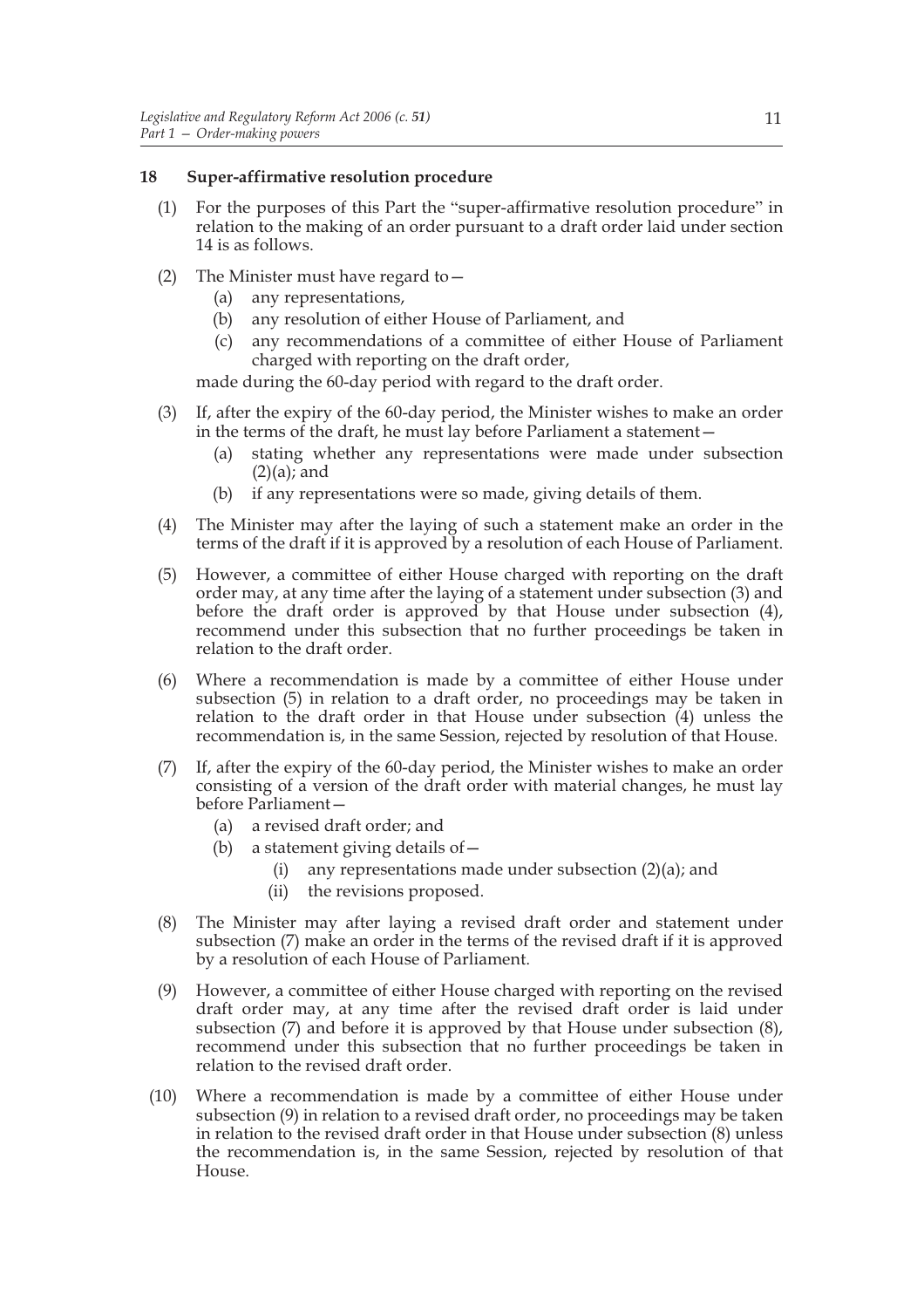**18 Super-affirmative resolution procedure**

(1) For the purposes of this Part the "super-affirmative resolution procedure" in relation to the making of an order pursuant to a draft order laid under section 14 is as follows.

(2) The Minister must have regard to—

  (a) any representations,

  (b) any resolution of either House of Parliament, and

  (c) any recommendations of a committee of either House of Parliament charged with reporting on the draft order,

made during the 60-day period with regard to the draft order.

(3) If, after the expiry of the 60-day period, the Minister wishes to make an order in the terms of the draft, he must lay before Parliament a statement—

  (a) stating whether any representations were made under subsection (2)(a); and

  (b) if any representations were so made, giving details of them.

(4) The Minister may after the laying of such a statement make an order in the terms of the draft if it is approved by a resolution of each House of Parliament.

(5) However, a committee of either House charged with reporting on the draft order may, at any time after the laying of a statement under subsection (3) and before the draft order is approved by that House under subsection (4), recommend under this subsection that no further proceedings be taken in relation to the draft order.

(6) Where a recommendation is made by a committee of either House under subsection (5) in relation to a draft order, no proceedings may be taken in relation to the draft order in that House under subsection (4) unless the recommendation is, in the same Session, rejected by resolution of that House.

(7) If, after the expiry of the 60-day period, the Minister wishes to make an order consisting of a version of the draft order with material changes, he must lay before Parliament—

  (a) a revised draft order; and

  (b) a statement giving details of—

    (i) any representations made under subsection (2)(a); and

    (ii) the revisions proposed.

(8) The Minister may after laying a revised draft order and statement under subsection (7) make an order in the terms of the revised draft if it is approved by a resolution of each House of Parliament.

(9) However, a committee of either House charged with reporting on the revised draft order may, at any time after the revised draft order is laid under subsection (7) and before it is approved by that House under subsection (8), recommend under this subsection that no further proceedings be taken in relation to the revised draft order.

(10) Where a recommendation is made by a committee of either House under subsection (9) in relation to a revised draft order, no proceedings may be taken in relation to the revised draft order in that House under subsection (8) unless the recommendation is, in the same Session, rejected by resolution of that House.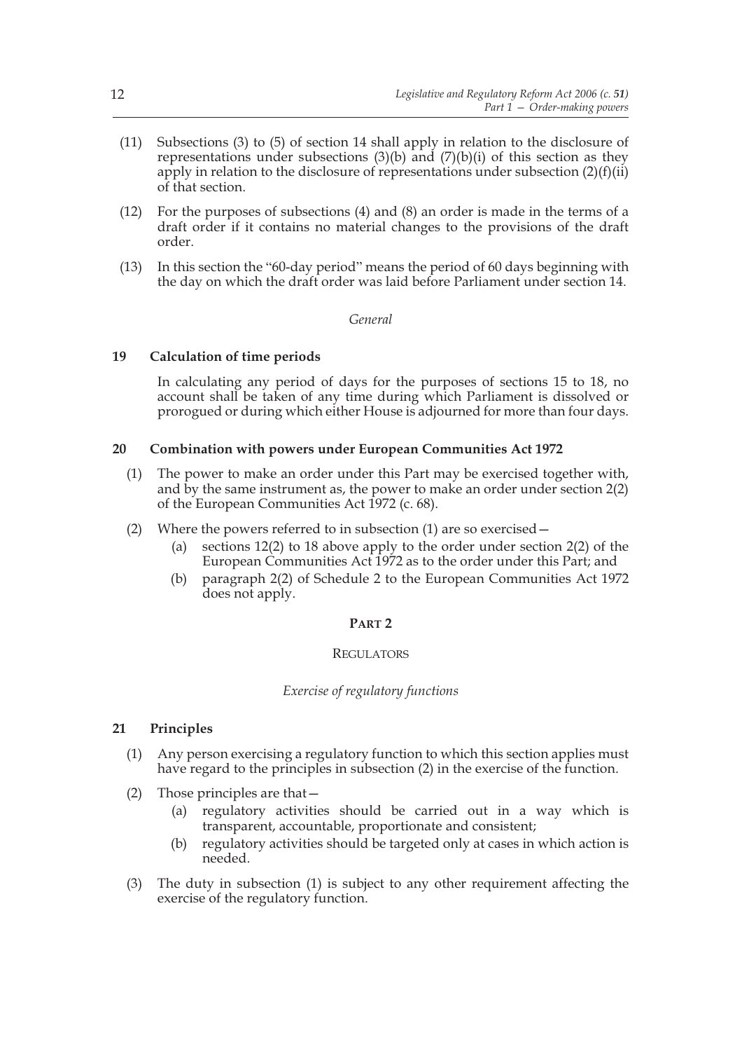(11) Subsections (3) to (5) of section 14 shall apply in relation to the disclosure of representations under subsections (3)(b) and (7)(b)(i) of this section as they apply in relation to the disclosure of representations under subsection (2)(f)(ii) of that section.

(12) For the purposes of subsections (4) and (8) an order is made in the terms of a draft order if it contains no material changes to the provisions of the draft order.

(13) In this section the "60-day period" means the period of 60 days beginning with the day on which the draft order was laid before Parliament under section 14.

*General*

**19 Calculation of time periods**

In calculating any period of days for the purposes of sections 15 to 18, no account shall be taken of any time during which Parliament is dissolved or prorogued or during which either House is adjourned for more than four days.

**20 Combination with powers under European Communities Act 1972**

(1) The power to make an order under this Part may be exercised together with, and by the same instrument as, the power to make an order under section 2(2) of the European Communities Act 1972 (c. 68).

(2) Where the powers referred to in subsection (1) are so exercised—

(a) sections 12(2) to 18 above apply to the order under section 2(2) of the European Communities Act 1972 as to the order under this Part; and

(b) paragraph 2(2) of Schedule 2 to the European Communities Act 1972 does not apply.

## PART 2

## REGULATORS

*Exercise of regulatory functions*

**21 Principles**

(1) Any person exercising a regulatory function to which this section applies must have regard to the principles in subsection (2) in the exercise of the function.

(2) Those principles are that—

(a) regulatory activities should be carried out in a way which is transparent, accountable, proportionate and consistent;

(b) regulatory activities should be targeted only at cases in which action is needed.

(3) The duty in subsection (1) is subject to any other requirement affecting the exercise of the regulatory function.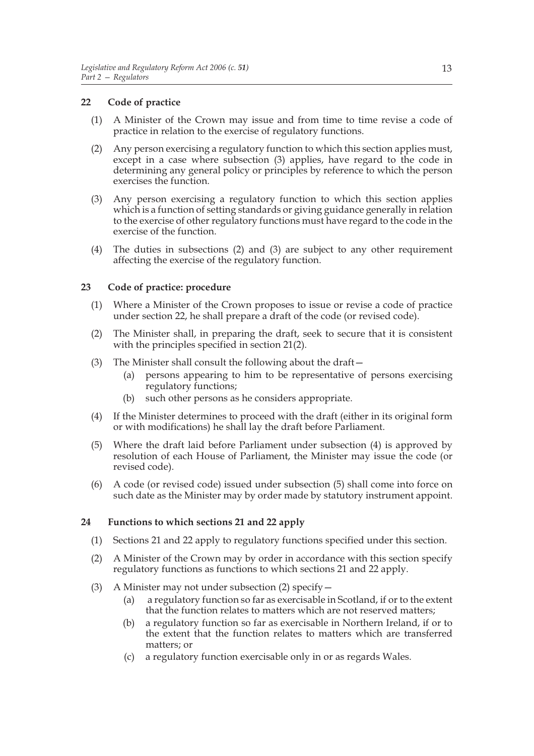## 22 Code of practice

(1) A Minister of the Crown may issue and from time to time revise a code of practice in relation to the exercise of regulatory functions.

(2) Any person exercising a regulatory function to which this section applies must, except in a case where subsection (3) applies, have regard to the code in determining any general policy or principles by reference to which the person exercises the function.

(3) Any person exercising a regulatory function to which this section applies which is a function of setting standards or giving guidance generally in relation to the exercise of other regulatory functions must have regard to the code in the exercise of the function.

(4) The duties in subsections (2) and (3) are subject to any other requirement affecting the exercise of the regulatory function.

## 23 Code of practice: procedure

(1) Where a Minister of the Crown proposes to issue or revise a code of practice under section 22, he shall prepare a draft of the code (or revised code).

(2) The Minister shall, in preparing the draft, seek to secure that it is consistent with the principles specified in section 21(2).

(3) The Minister shall consult the following about the draft—

- (a) persons appearing to him to be representative of persons exercising regulatory functions;
- (b) such other persons as he considers appropriate.

(4) If the Minister determines to proceed with the draft (either in its original form or with modifications) he shall lay the draft before Parliament.

(5) Where the draft laid before Parliament under subsection (4) is approved by resolution of each House of Parliament, the Minister may issue the code (or revised code).

(6) A code (or revised code) issued under subsection (5) shall come into force on such date as the Minister may by order made by statutory instrument appoint.

## 24 Functions to which sections 21 and 22 apply

(1) Sections 21 and 22 apply to regulatory functions specified under this section.

(2) A Minister of the Crown may by order in accordance with this section specify regulatory functions as functions to which sections 21 and 22 apply.

(3) A Minister may not under subsection (2) specify—

- (a) a regulatory function so far as exercisable in Scotland, if or to the extent that the function relates to matters which are not reserved matters;
- (b) a regulatory function so far as exercisable in Northern Ireland, if or to the extent that the function relates to matters which are transferred matters; or
- (c) a regulatory function exercisable only in or as regards Wales.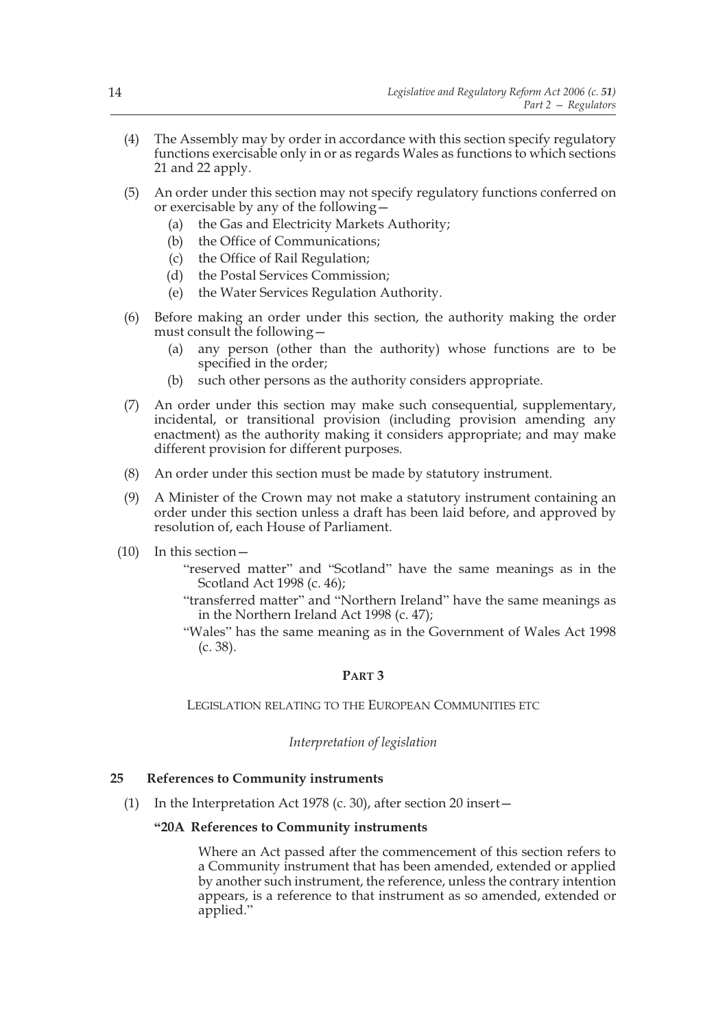(4) The Assembly may by order in accordance with this section specify regulatory functions exercisable only in or as regards Wales as functions to which sections 21 and 22 apply.

(5) An order under this section may not specify regulatory functions conferred on or exercisable by any of the following—

   (a) the Gas and Electricity Markets Authority;

   (b) the Office of Communications;

   (c) the Office of Rail Regulation;

   (d) the Postal Services Commission;

   (e) the Water Services Regulation Authority.

(6) Before making an order under this section, the authority making the order must consult the following—

   (a) any person (other than the authority) whose functions are to be specified in the order;

   (b) such other persons as the authority considers appropriate.

(7) An order under this section may make such consequential, supplementary, incidental, or transitional provision (including provision amending any enactment) as the authority making it considers appropriate; and may make different provision for different purposes.

(8) An order under this section must be made by statutory instrument.

(9) A Minister of the Crown may not make a statutory instrument containing an order under this section unless a draft has been laid before, and approved by resolution of, each House of Parliament.

(10) In this section—

   "reserved matter" and "Scotland" have the same meanings as in the Scotland Act 1998 (c. 46);

   "transferred matter" and "Northern Ireland" have the same meanings as in the Northern Ireland Act 1998 (c. 47);

   "Wales" has the same meaning as in the Government of Wales Act 1998 (c. 38).

## PART 3

### LEGISLATION RELATING TO THE EUROPEAN COMMUNITIES ETC

*Interpretation of legislation*

#### 25 References to Community instruments

(1) In the Interpretation Act 1978 (c. 30), after section 20 insert—

**"20A References to Community instruments**

Where an Act passed after the commencement of this section refers to a Community instrument that has been amended, extended or applied by another such instrument, the reference, unless the contrary intention appears, is a reference to that instrument as so amended, extended or applied."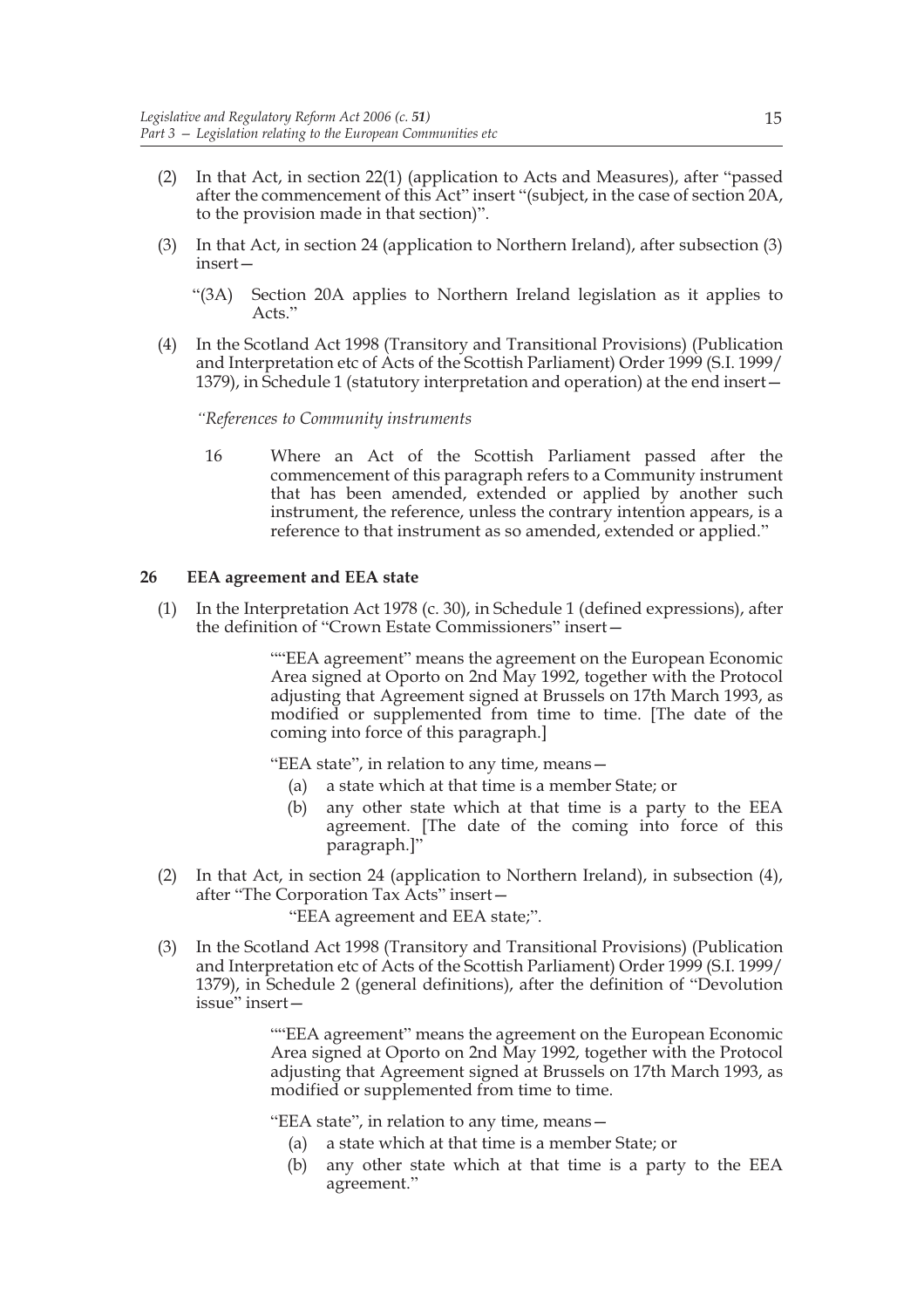(2) In that Act, in section 22(1) (application to Acts and Measures), after "passed after the commencement of this Act" insert "(subject, in the case of section 20A, to the provision made in that section)".

(3) In that Act, in section 24 (application to Northern Ireland), after subsection (3) insert—

"(3A) Section 20A applies to Northern Ireland legislation as it applies to Acts."

(4) In the Scotland Act 1998 (Transitory and Transitional Provisions) (Publication and Interpretation etc of Acts of the Scottish Parliament) Order 1999 (S.I. 1999/1379), in Schedule 1 (statutory interpretation and operation) at the end insert—

*"References to Community instruments*

16 Where an Act of the Scottish Parliament passed after the commencement of this paragraph refers to a Community instrument that has been amended, extended or applied by another such instrument, the reference, unless the contrary intention appears, is a reference to that instrument as so amended, extended or applied."

### 26 EEA agreement and EEA state

(1) In the Interpretation Act 1978 (c. 30), in Schedule 1 (defined expressions), after the definition of "Crown Estate Commissioners" insert—

""EEA agreement" means the agreement on the European Economic Area signed at Oporto on 2nd May 1992, together with the Protocol adjusting that Agreement signed at Brussels on 17th March 1993, as modified or supplemented from time to time. [The date of the coming into force of this paragraph.]

"EEA state", in relation to any time, means—

(a) a state which at that time is a member State; or

(b) any other state which at that time is a party to the EEA agreement. [The date of the coming into force of this paragraph.]"

(2) In that Act, in section 24 (application to Northern Ireland), in subsection (4), after "The Corporation Tax Acts" insert—

"EEA agreement and EEA state;".

(3) In the Scotland Act 1998 (Transitory and Transitional Provisions) (Publication and Interpretation etc of Acts of the Scottish Parliament) Order 1999 (S.I. 1999/1379), in Schedule 2 (general definitions), after the definition of "Devolution issue" insert—

""EEA agreement" means the agreement on the European Economic Area signed at Oporto on 2nd May 1992, together with the Protocol adjusting that Agreement signed at Brussels on 17th March 1993, as modified or supplemented from time to time.

"EEA state", in relation to any time, means—

(a) a state which at that time is a member State; or

(b) any other state which at that time is a party to the EEA agreement."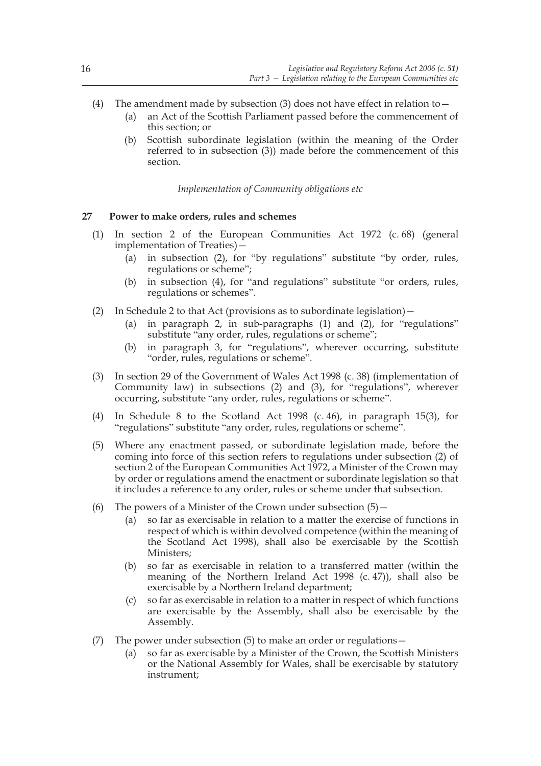(4) The amendment made by subsection (3) does not have effect in relation to—

  (a) an Act of the Scottish Parliament passed before the commencement of this section; or

  (b) Scottish subordinate legislation (within the meaning of the Order referred to in subsection (3)) made before the commencement of this section.

*Implementation of Community obligations etc*

**27 Power to make orders, rules and schemes**

(1) In section 2 of the European Communities Act 1972 (c. 68) (general implementation of Treaties)—

  (a) in subsection (2), for "by regulations" substitute "by order, rules, regulations or scheme";

  (b) in subsection (4), for "and regulations" substitute "or orders, rules, regulations or schemes".

(2) In Schedule 2 to that Act (provisions as to subordinate legislation)—

  (a) in paragraph 2, in sub-paragraphs (1) and (2), for "regulations" substitute "any order, rules, regulations or scheme";

  (b) in paragraph 3, for "regulations", wherever occurring, substitute "order, rules, regulations or scheme".

(3) In section 29 of the Government of Wales Act 1998 (c. 38) (implementation of Community law) in subsections (2) and (3), for "regulations", wherever occurring, substitute "any order, rules, regulations or scheme".

(4) In Schedule 8 to the Scotland Act 1998 (c. 46), in paragraph 15(3), for "regulations" substitute "any order, rules, regulations or scheme".

(5) Where any enactment passed, or subordinate legislation made, before the coming into force of this section refers to regulations under subsection (2) of section 2 of the European Communities Act 1972, a Minister of the Crown may by order or regulations amend the enactment or subordinate legislation so that it includes a reference to any order, rules or scheme under that subsection.

(6) The powers of a Minister of the Crown under subsection (5)—

  (a) so far as exercisable in relation to a matter the exercise of functions in respect of which is within devolved competence (within the meaning of the Scotland Act 1998), shall also be exercisable by the Scottish Ministers;

  (b) so far as exercisable in relation to a transferred matter (within the meaning of the Northern Ireland Act 1998 (c. 47)), shall also be exercisable by a Northern Ireland department;

  (c) so far as exercisable in relation to a matter in respect of which functions are exercisable by the Assembly, shall also be exercisable by the Assembly.

(7) The power under subsection (5) to make an order or regulations—

  (a) so far as exercisable by a Minister of the Crown, the Scottish Ministers or the National Assembly for Wales, shall be exercisable by statutory instrument;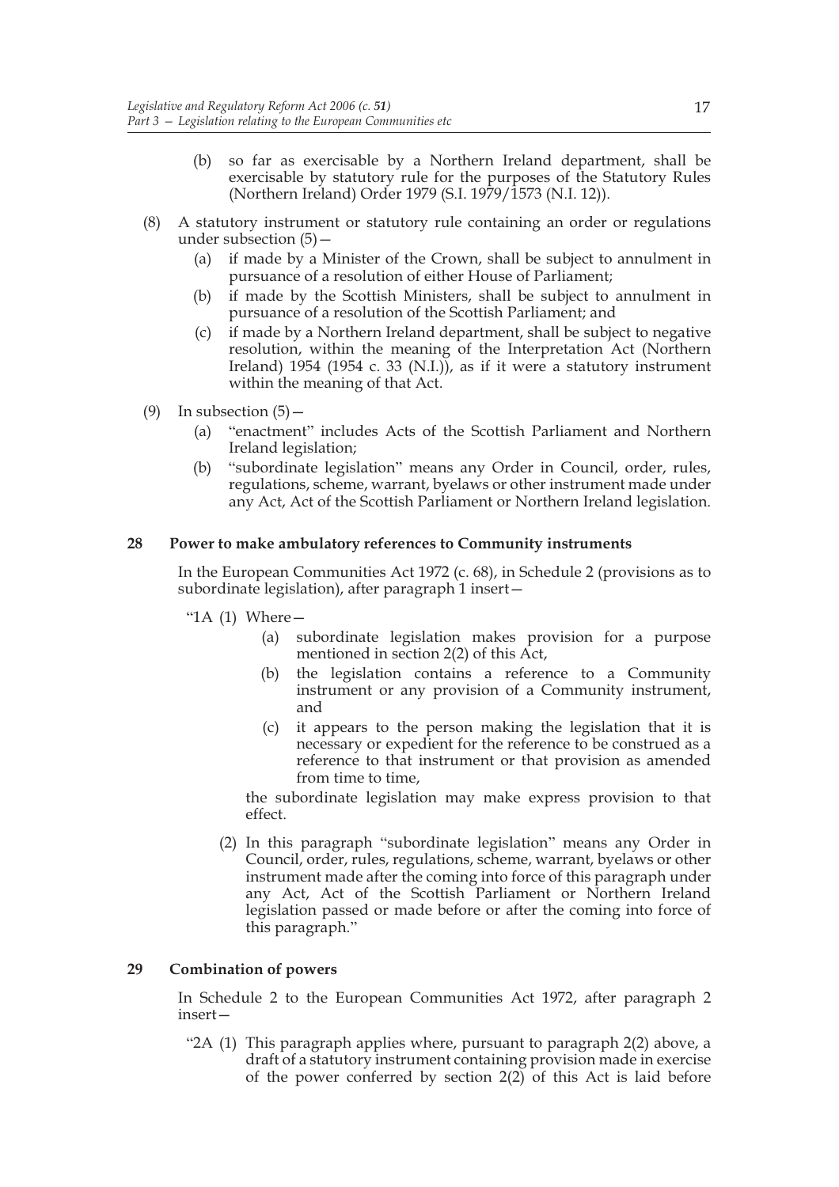(b) so far as exercisable by a Northern Ireland department, shall be exercisable by statutory rule for the purposes of the Statutory Rules (Northern Ireland) Order 1979 (S.I. 1979/1573 (N.I. 12)).

(8) A statutory instrument or statutory rule containing an order or regulations under subsection (5)—

(a) if made by a Minister of the Crown, shall be subject to annulment in pursuance of a resolution of either House of Parliament;

(b) if made by the Scottish Ministers, shall be subject to annulment in pursuance of a resolution of the Scottish Parliament; and

(c) if made by a Northern Ireland department, shall be subject to negative resolution, within the meaning of the Interpretation Act (Northern Ireland) 1954 (1954 c. 33 (N.I.)), as if it were a statutory instrument within the meaning of that Act.

(9) In subsection (5)—

(a) "enactment" includes Acts of the Scottish Parliament and Northern Ireland legislation;

(b) "subordinate legislation" means any Order in Council, order, rules, regulations, scheme, warrant, byelaws or other instrument made under any Act, Act of the Scottish Parliament or Northern Ireland legislation.

**28 Power to make ambulatory references to Community instruments**

In the European Communities Act 1972 (c. 68), in Schedule 2 (provisions as to subordinate legislation), after paragraph 1 insert—

"1A (1) Where—

(a) subordinate legislation makes provision for a purpose mentioned in section 2(2) of this Act,

(b) the legislation contains a reference to a Community instrument or any provision of a Community instrument, and

(c) it appears to the person making the legislation that it is necessary or expedient for the reference to be construed as a reference to that instrument or that provision as amended from time to time,

the subordinate legislation may make express provision to that effect.

(2) In this paragraph "subordinate legislation" means any Order in Council, order, rules, regulations, scheme, warrant, byelaws or other instrument made after the coming into force of this paragraph under any Act, Act of the Scottish Parliament or Northern Ireland legislation passed or made before or after the coming into force of this paragraph."

**29 Combination of powers**

In Schedule 2 to the European Communities Act 1972, after paragraph 2 insert—

"2A (1) This paragraph applies where, pursuant to paragraph 2(2) above, a draft of a statutory instrument containing provision made in exercise of the power conferred by section 2(2) of this Act is laid before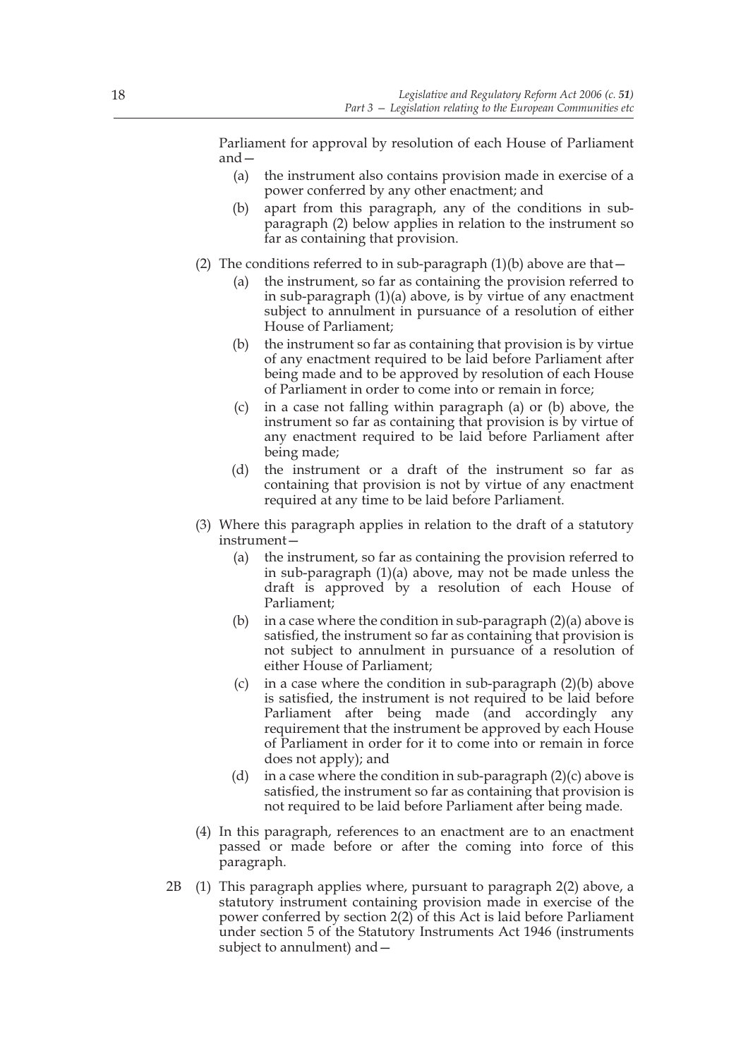Parliament for approval by resolution of each House of Parliament and—

(a) the instrument also contains provision made in exercise of a power conferred by any other enactment; and

(b) apart from this paragraph, any of the conditions in sub-paragraph (2) below applies in relation to the instrument so far as containing that provision.

(2) The conditions referred to in sub-paragraph (1)(b) above are that—

(a) the instrument, so far as containing the provision referred to in sub-paragraph (1)(a) above, is by virtue of any enactment subject to annulment in pursuance of a resolution of either House of Parliament;

(b) the instrument so far as containing that provision is by virtue of any enactment required to be laid before Parliament after being made and to be approved by resolution of each House of Parliament in order to come into or remain in force;

(c) in a case not falling within paragraph (a) or (b) above, the instrument so far as containing that provision is by virtue of any enactment required to be laid before Parliament after being made;

(d) the instrument or a draft of the instrument so far as containing that provision is not by virtue of any enactment required at any time to be laid before Parliament.

(3) Where this paragraph applies in relation to the draft of a statutory instrument—

(a) the instrument, so far as containing the provision referred to in sub-paragraph (1)(a) above, may not be made unless the draft is approved by a resolution of each House of Parliament;

(b) in a case where the condition in sub-paragraph (2)(a) above is satisfied, the instrument so far as containing that provision is not subject to annulment in pursuance of a resolution of either House of Parliament;

(c) in a case where the condition in sub-paragraph (2)(b) above is satisfied, the instrument is not required to be laid before Parliament after being made (and accordingly any requirement that the instrument be approved by each House of Parliament in order for it to come into or remain in force does not apply); and

(d) in a case where the condition in sub-paragraph (2)(c) above is satisfied, the instrument so far as containing that provision is not required to be laid before Parliament after being made.

(4) In this paragraph, references to an enactment are to an enactment passed or made before or after the coming into force of this paragraph.

2B (1) This paragraph applies where, pursuant to paragraph 2(2) above, a statutory instrument containing provision made in exercise of the power conferred by section 2(2) of this Act is laid before Parliament under section 5 of the Statutory Instruments Act 1946 (instruments subject to annulment) and—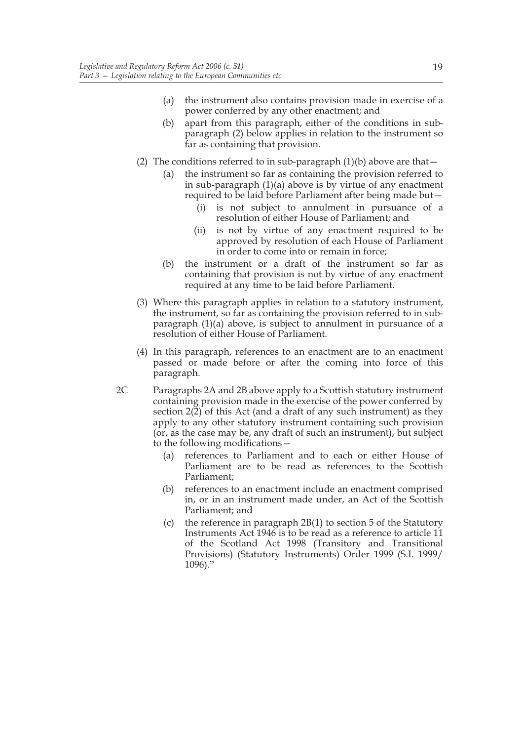(a) the instrument also contains provision made in exercise of a power conferred by any other enactment; and

(b) apart from this paragraph, either of the conditions in sub-paragraph (2) below applies in relation to the instrument so far as containing that provision.

(2) The conditions referred to in sub-paragraph (1)(b) above are that—

(a) the instrument so far as containing the provision referred to in sub-paragraph (1)(a) above is by virtue of any enactment required to be laid before Parliament after being made but—

(i) is not subject to annulment in pursuance of a resolution of either House of Parliament; and

(ii) is not by virtue of any enactment required to be approved by resolution of each House of Parliament in order to come into or remain in force;

(b) the instrument or a draft of the instrument so far as containing that provision is not by virtue of any enactment required at any time to be laid before Parliament.

(3) Where this paragraph applies in relation to a statutory instrument, the instrument, so far as containing the provision referred to in sub-paragraph (1)(a) above, is subject to annulment in pursuance of a resolution of either House of Parliament.

(4) In this paragraph, references to an enactment are to an enactment passed or made before or after the coming into force of this paragraph.

2C Paragraphs 2A and 2B above apply to a Scottish statutory instrument containing provision made in the exercise of the power conferred by section 2(2) of this Act (and a draft of any such instrument) as they apply to any other statutory instrument containing such provision (or, as the case may be, any draft of such an instrument), but subject to the following modifications—

(a) references to Parliament and to each or either House of Parliament are to be read as references to the Scottish Parliament;

(b) references to an enactment include an enactment comprised in, or in an instrument made under, an Act of the Scottish Parliament; and

(c) the reference in paragraph 2B(1) to section 5 of the Statutory Instruments Act 1946 is to be read as a reference to article 11 of the Scotland Act 1998 (Transitory and Transitional Provisions) (Statutory Instruments) Order 1999 (S.I. 1999/1096)."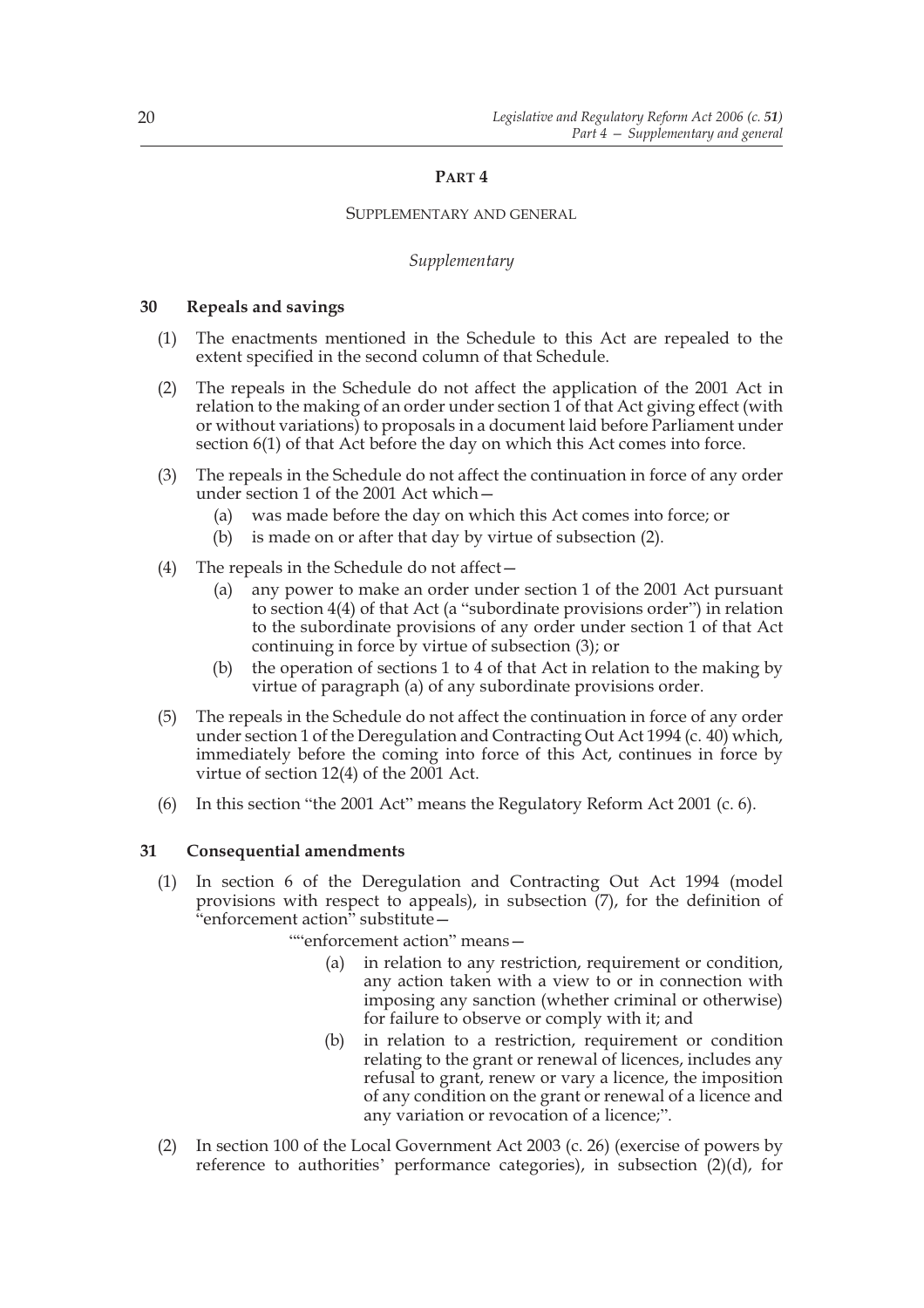## PART 4

### SUPPLEMENTARY AND GENERAL

*Supplementary*

**30 Repeals and savings**

(1) The enactments mentioned in the Schedule to this Act are repealed to the extent specified in the second column of that Schedule.

(2) The repeals in the Schedule do not affect the application of the 2001 Act in relation to the making of an order under section 1 of that Act giving effect (with or without variations) to proposals in a document laid before Parliament under section 6(1) of that Act before the day on which this Act comes into force.

(3) The repeals in the Schedule do not affect the continuation in force of any order under section 1 of the 2001 Act which—

- (a) was made before the day on which this Act comes into force; or
- (b) is made on or after that day by virtue of subsection (2).

(4) The repeals in the Schedule do not affect—

- (a) any power to make an order under section 1 of the 2001 Act pursuant to section 4(4) of that Act (a "subordinate provisions order") in relation to the subordinate provisions of any order under section 1 of that Act continuing in force by virtue of subsection (3); or
- (b) the operation of sections 1 to 4 of that Act in relation to the making by virtue of paragraph (a) of any subordinate provisions order.

(5) The repeals in the Schedule do not affect the continuation in force of any order under section 1 of the Deregulation and Contracting Out Act 1994 (c. 40) which, immediately before the coming into force of this Act, continues in force by virtue of section 12(4) of the 2001 Act.

(6) In this section "the 2001 Act" means the Regulatory Reform Act 2001 (c. 6).

**31 Consequential amendments**

(1) In section 6 of the Deregulation and Contracting Out Act 1994 (model provisions with respect to appeals), in subsection (7), for the definition of "enforcement action" substitute—

""enforcement action" means—

- (a) in relation to any restriction, requirement or condition, any action taken with a view to or in connection with imposing any sanction (whether criminal or otherwise) for failure to observe or comply with it; and
- (b) in relation to a restriction, requirement or condition relating to the grant or renewal of licences, includes any refusal to grant, renew or vary a licence, the imposition of any condition on the grant or renewal of a licence and any variation or revocation of a licence;".

(2) In section 100 of the Local Government Act 2003 (c. 26) (exercise of powers by reference to authorities' performance categories), in subsection (2)(d), for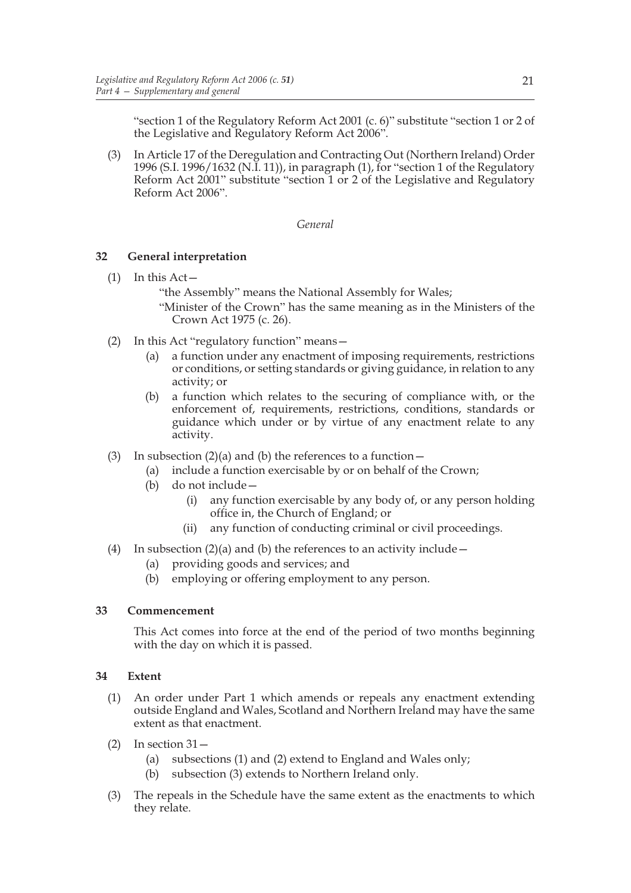"section 1 of the Regulatory Reform Act 2001 (c. 6)" substitute "section 1 or 2 of the Legislative and Regulatory Reform Act 2006".

(3) In Article 17 of the Deregulation and Contracting Out (Northern Ireland) Order 1996 (S.I. 1996/1632 (N.I. 11)), in paragraph (1), for "section 1 of the Regulatory Reform Act 2001" substitute "section 1 or 2 of the Legislative and Regulatory Reform Act 2006".

*General*

## 32 General interpretation

(1) In this Act—

"the Assembly" means the National Assembly for Wales;

"Minister of the Crown" has the same meaning as in the Ministers of the Crown Act 1975 (c. 26).

(2) In this Act "regulatory function" means—

(a) a function under any enactment of imposing requirements, restrictions or conditions, or setting standards or giving guidance, in relation to any activity; or

(b) a function which relates to the securing of compliance with, or the enforcement of, requirements, restrictions, conditions, standards or guidance which under or by virtue of any enactment relate to any activity.

(3) In subsection (2)(a) and (b) the references to a function—

(a) include a function exercisable by or on behalf of the Crown;

(b) do not include—

(i) any function exercisable by any body of, or any person holding office in, the Church of England; or

(ii) any function of conducting criminal or civil proceedings.

(4) In subsection (2)(a) and (b) the references to an activity include—

(a) providing goods and services; and

(b) employing or offering employment to any person.

## 33 Commencement

This Act comes into force at the end of the period of two months beginning with the day on which it is passed.

## 34 Extent

(1) An order under Part 1 which amends or repeals any enactment extending outside England and Wales, Scotland and Northern Ireland may have the same extent as that enactment.

(2) In section 31—

(a) subsections (1) and (2) extend to England and Wales only;

(b) subsection (3) extends to Northern Ireland only.

(3) The repeals in the Schedule have the same extent as the enactments to which they relate.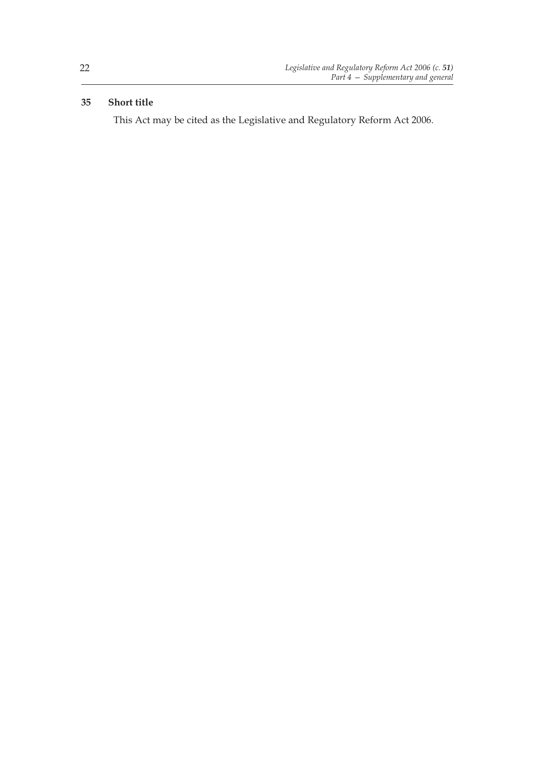**35 Short title**

This Act may be cited as the Legislative and Regulatory Reform Act 2006.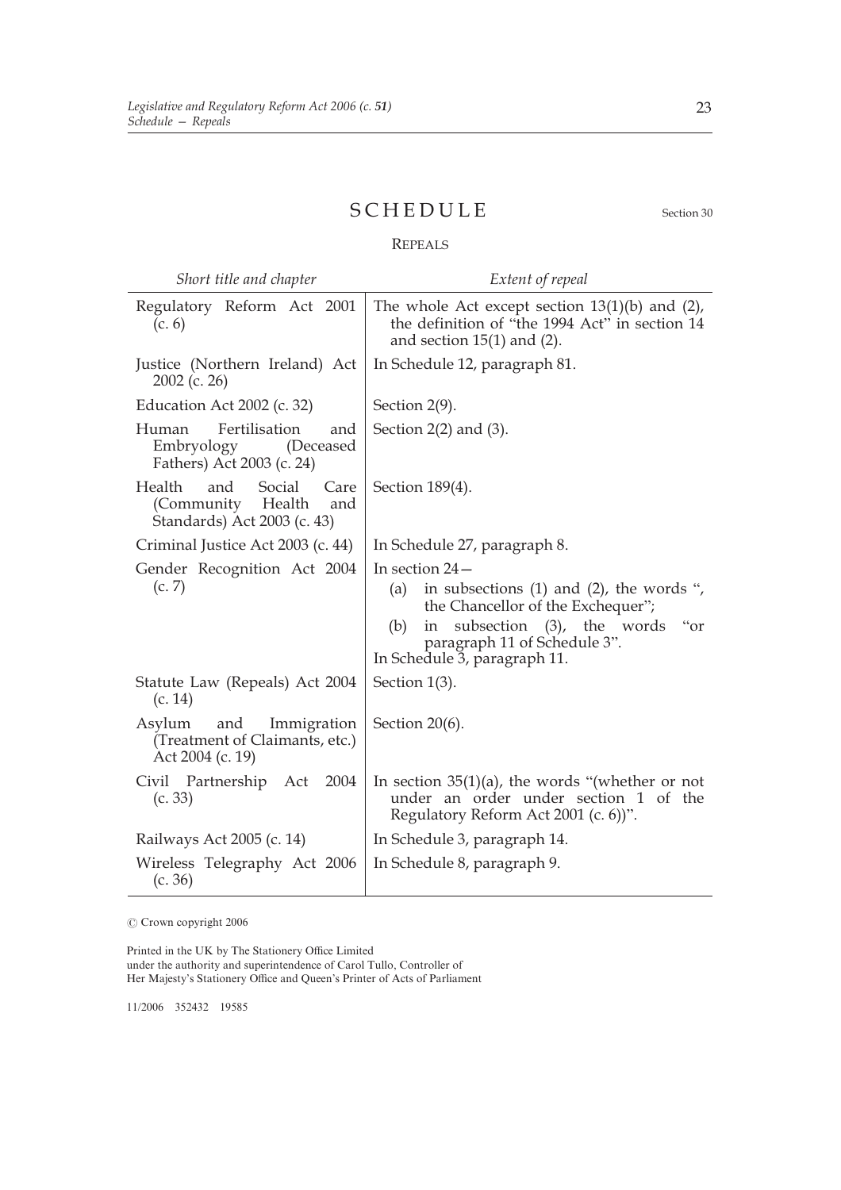# SCHEDULE

Section 30

## REPEALS

| *Short title and chapter* | *Extent of repeal* |
| --- | --- |
| Regulatory Reform Act 2001 (c. 6) | The whole Act except section 13(1)(b) and (2), the definition of "the 1994 Act" in section 14 and section 15(1) and (2). |
| Justice (Northern Ireland) Act 2002 (c. 26) | In Schedule 12, paragraph 81. |
| Education Act 2002 (c. 32) | Section 2(9). |
| Human Fertilisation and Embryology (Deceased Fathers) Act 2003 (c. 24) | Section 2(2) and (3). |
| Health and Social Care (Community Health and Standards) Act 2003 (c. 43) | Section 189(4). |
| Criminal Justice Act 2003 (c. 44) | In Schedule 27, paragraph 8. |
| Gender Recognition Act 2004 (c. 7) | In section 24— (a) in subsections (1) and (2), the words ", the Chancellor of the Exchequer"; (b) in subsection (3), the words "or paragraph 11 of Schedule 3". In Schedule 3, paragraph 11. |
| Statute Law (Repeals) Act 2004 (c. 14) | Section 1(3). |
| Asylum and Immigration (Treatment of Claimants, etc.) Act 2004 (c. 19) | Section 20(6). |
| Civil Partnership Act 2004 (c. 33) | In section 35(1)(a), the words "(whether or not under an order under section 1 of the Regulatory Reform Act 2001 (c. 6))". |
| Railways Act 2005 (c. 14) | In Schedule 3, paragraph 14. |
| Wireless Telegraphy Act 2006 (c. 36) | In Schedule 8, paragraph 9. |

© Crown copyright 2006

Printed in the UK by The Stationery Office Limited
under the authority and superintendence of Carol Tullo, Controller of
Her Majesty's Stationery Office and Queen's Printer of Acts of Parliament

11/2006 352432 19585